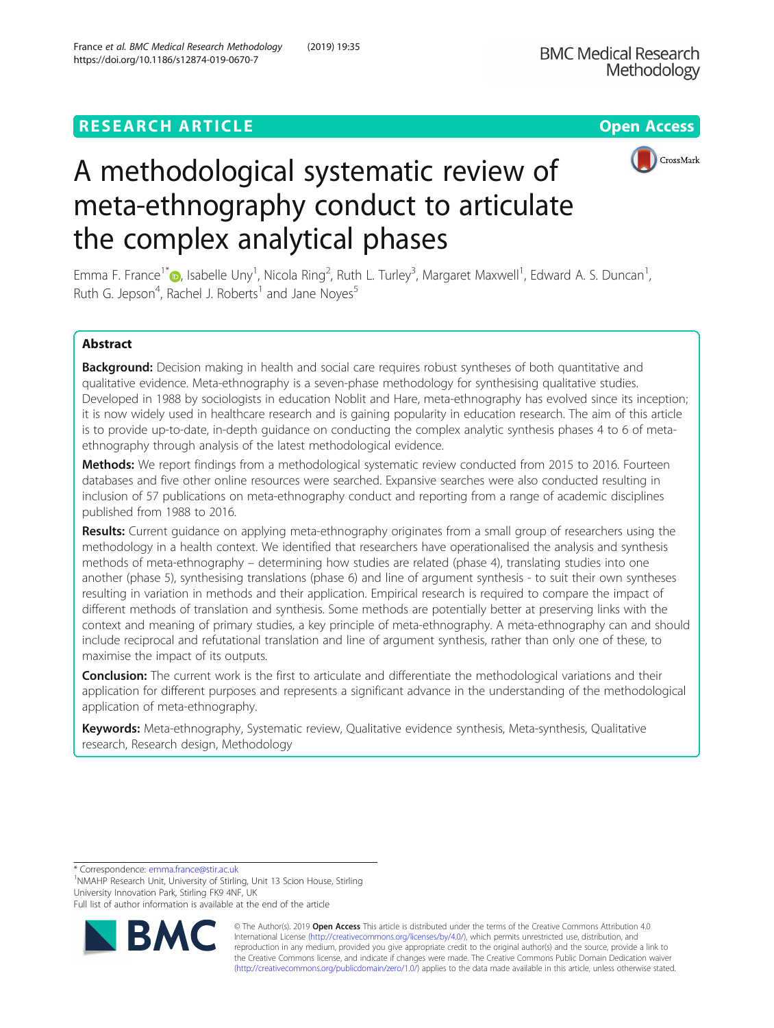RESEARCH ARTICLE

Open Access

# A methodological systematic review of meta-ethnography conduct to articulate the complex analytical phases

Emma F. France[1*], Isabelle Uny[1], Nicola Ring[2], Ruth L. Turley[3], Margaret Maxwell[1], Edward A. S. Duncan[1], Ruth G. Jepson[4], Rachel J. Roberts[1] and Jane Noyes[5]

## Abstract

**Background:** Decision making in health and social care requires robust syntheses of both quantitative and qualitative evidence. Meta-ethnography is a seven-phase methodology for synthesising qualitative studies. Developed in 1988 by sociologists in education Noblit and Hare, meta-ethnography has evolved since its inception; it is now widely used in healthcare research and is gaining popularity in education research. The aim of this article is to provide up-to-date, in-depth guidance on conducting the complex analytic synthesis phases 4 to 6 of meta-ethnography through analysis of the latest methodological evidence.

**Methods:** We report findings from a methodological systematic review conducted from 2015 to 2016. Fourteen databases and five other online resources were searched. Expansive searches were also conducted resulting in inclusion of 57 publications on meta-ethnography conduct and reporting from a range of academic disciplines published from 1988 to 2016.

**Results:** Current guidance on applying meta-ethnography originates from a small group of researchers using the methodology in a health context. We identified that researchers have operationalised the analysis and synthesis methods of meta-ethnography – determining how studies are related (phase 4), translating studies into one another (phase 5), synthesising translations (phase 6) and line of argument synthesis - to suit their own syntheses resulting in variation in methods and their application. Empirical research is required to compare the impact of different methods of translation and synthesis. Some methods are potentially better at preserving links with the context and meaning of primary studies, a key principle of meta-ethnography. A meta-ethnography can and should include reciprocal and refutational translation and line of argument synthesis, rather than only one of these, to maximise the impact of its outputs.

**Conclusion:** The current work is the first to articulate and differentiate the methodological variations and their application for different purposes and represents a significant advance in the understanding of the methodological application of meta-ethnography.

**Keywords:** Meta-ethnography, Systematic review, Qualitative evidence synthesis, Meta-synthesis, Qualitative research, Research design, Methodology

---

* Correspondence: emma.france@stir.ac.uk

[1]NMAHP Research Unit, University of Stirling, Unit 13 Scion House, Stirling University Innovation Park, Stirling FK9 4NF, UK

Full list of author information is available at the end of the article

© The Author(s). 2019 **Open Access** This article is distributed under the terms of the Creative Commons Attribution 4.0 International License (http://creativecommons.org/licenses/by/4.0/), which permits unrestricted use, distribution, and reproduction in any medium, provided you give appropriate credit to the original author(s) and the source, provide a link to the Creative Commons license, and indicate if changes were made. The Creative Commons Public Domain Dedication waiver (http://creativecommons.org/publicdomain/zero/1.0/) applies to the data made available in this article, unless otherwise stated.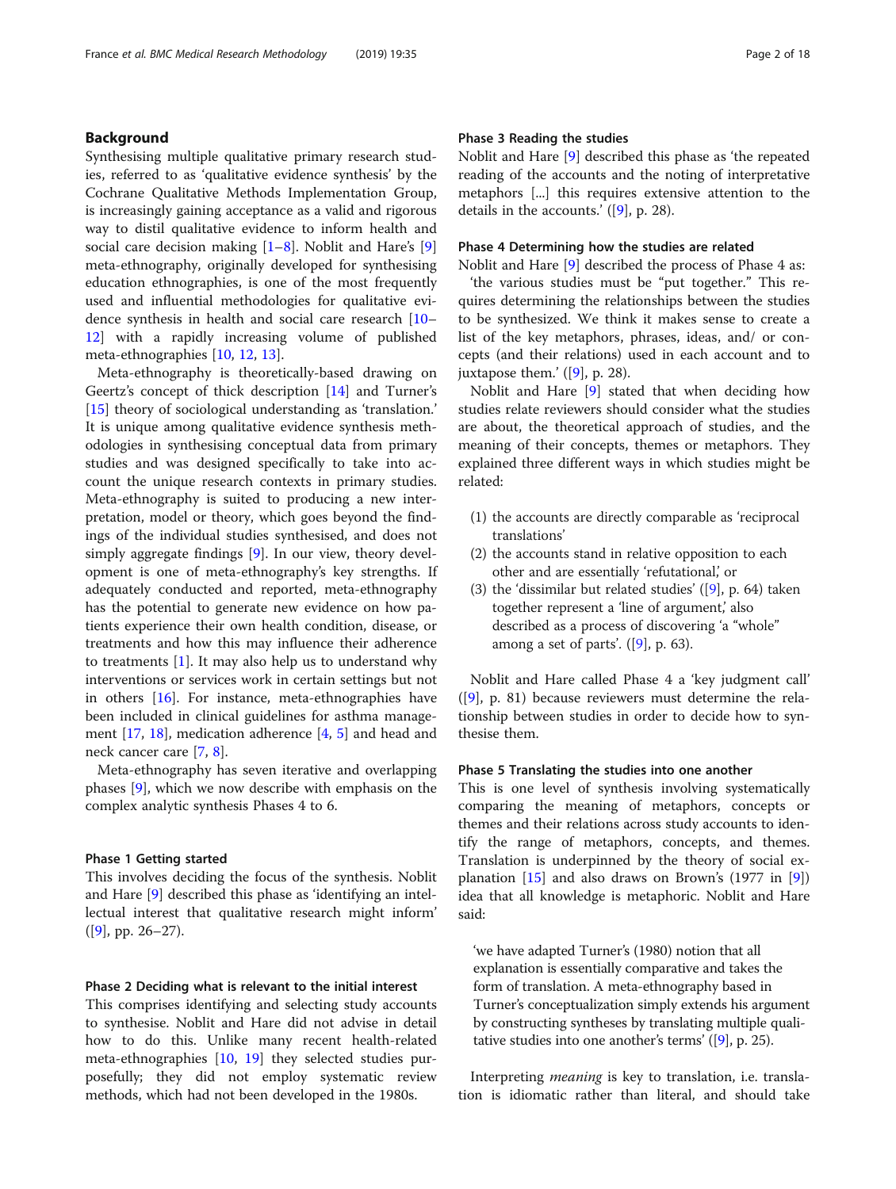## Background

Synthesising multiple qualitative primary research studies, referred to as 'qualitative evidence synthesis' by the Cochrane Qualitative Methods Implementation Group, is increasingly gaining acceptance as a valid and rigorous way to distil qualitative evidence to inform health and social care decision making [1–8]. Noblit and Hare's [9] meta-ethnography, originally developed for synthesising education ethnographies, is one of the most frequently used and influential methodologies for qualitative evidence synthesis in health and social care research [10–12] with a rapidly increasing volume of published meta-ethnographies [10, 12, 13].

Meta-ethnography is theoretically-based drawing on Geertz's concept of thick description [14] and Turner's [15] theory of sociological understanding as 'translation.' It is unique among qualitative evidence synthesis methodologies in synthesising conceptual data from primary studies and was designed specifically to take into account the unique research contexts in primary studies. Meta-ethnography is suited to producing a new interpretation, model or theory, which goes beyond the findings of the individual studies synthesised, and does not simply aggregate findings [9]. In our view, theory development is one of meta-ethnography's key strengths. If adequately conducted and reported, meta-ethnography has the potential to generate new evidence on how patients experience their own health condition, disease, or treatments and how this may influence their adherence to treatments [1]. It may also help us to understand why interventions or services work in certain settings but not in others [16]. For instance, meta-ethnographies have been included in clinical guidelines for asthma management [17, 18], medication adherence [4, 5] and head and neck cancer care [7, 8].

Meta-ethnography has seven iterative and overlapping phases [9], which we now describe with emphasis on the complex analytic synthesis Phases 4 to 6.

### Phase 1 Getting started

This involves deciding the focus of the synthesis. Noblit and Hare [9] described this phase as 'identifying an intellectual interest that qualitative research might inform' ([9], pp. 26–27).

### Phase 2 Deciding what is relevant to the initial interest

This comprises identifying and selecting study accounts to synthesise. Noblit and Hare did not advise in detail how to do this. Unlike many recent health-related meta-ethnographies [10, 19] they selected studies purposefully; they did not employ systematic review methods, which had not been developed in the 1980s.

### Phase 3 Reading the studies

Noblit and Hare [9] described this phase as 'the repeated reading of the accounts and the noting of interpretative metaphors [...] this requires extensive attention to the details in the accounts.' ([9], p. 28).

### Phase 4 Determining how the studies are related

Noblit and Hare [9] described the process of Phase 4 as:

'the various studies must be "put together." This requires determining the relationships between the studies to be synthesized. We think it makes sense to create a list of the key metaphors, phrases, ideas, and/ or concepts (and their relations) used in each account and to juxtapose them.' ([9], p. 28).

Noblit and Hare [9] stated that when deciding how studies relate reviewers should consider what the studies are about, the theoretical approach of studies, and the meaning of their concepts, themes or metaphors. They explained three different ways in which studies might be related:

(1) the accounts are directly comparable as 'reciprocal translations'
(2) the accounts stand in relative opposition to each other and are essentially 'refutational,' or
(3) the 'dissimilar but related studies' ([9], p. 64) taken together represent a 'line of argument,' also described as a process of discovering 'a "whole" among a set of parts'. ([9], p. 63).

Noblit and Hare called Phase 4 a 'key judgment call' ([9], p. 81) because reviewers must determine the relationship between studies in order to decide how to synthesise them.

### Phase 5 Translating the studies into one another

This is one level of synthesis involving systematically comparing the meaning of metaphors, concepts or themes and their relations across study accounts to identify the range of metaphors, concepts, and themes. Translation is underpinned by the theory of social explanation [15] and also draws on Brown's (1977 in [9]) idea that all knowledge is metaphoric. Noblit and Hare said:

> 'we have adapted Turner's (1980) notion that all explanation is essentially comparative and takes the form of translation. A meta-ethnography based in Turner's conceptualization simply extends his argument by constructing syntheses by translating multiple qualitative studies into one another's terms' ([9], p. 25).

Interpreting *meaning* is key to translation, i.e. translation is idiomatic rather than literal, and should take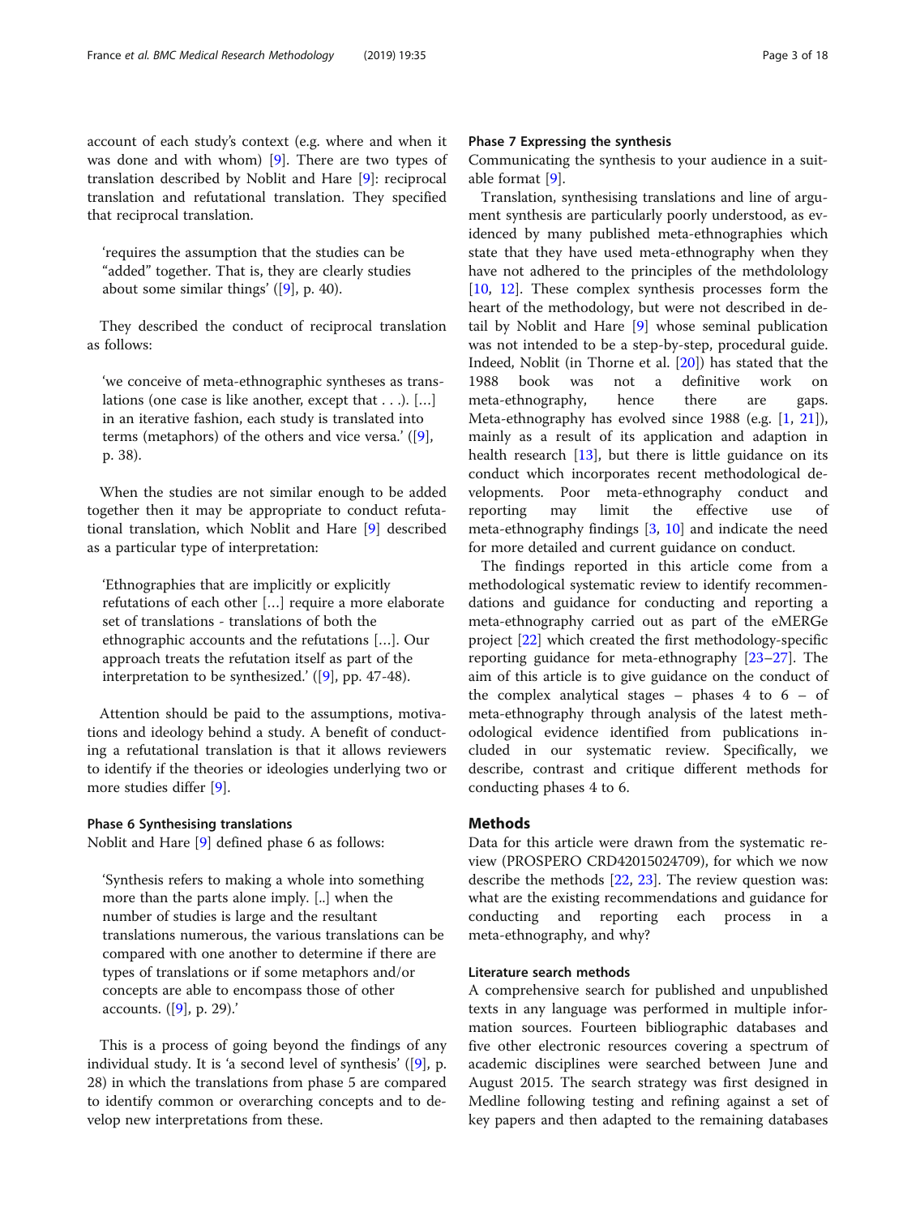account of each study's context (e.g. where and when it was done and with whom) [9]. There are two types of translation described by Noblit and Hare [9]: reciprocal translation and refutational translation. They specified that reciprocal translation.

> 'requires the assumption that the studies can be "added" together. That is, they are clearly studies about some similar things' ([9], p. 40).

They described the conduct of reciprocal translation as follows:

> 'we conceive of meta-ethnographic syntheses as translations (one case is like another, except that . . .). […] in an iterative fashion, each study is translated into terms (metaphors) of the others and vice versa.' ([9], p. 38).

When the studies are not similar enough to be added together then it may be appropriate to conduct refutational translation, which Noblit and Hare [9] described as a particular type of interpretation:

> 'Ethnographies that are implicitly or explicitly refutations of each other […] require a more elaborate set of translations - translations of both the ethnographic accounts and the refutations […]. Our approach treats the refutation itself as part of the interpretation to be synthesized.' ([9], pp. 47-48).

Attention should be paid to the assumptions, motivations and ideology behind a study. A benefit of conducting a refutational translation is that it allows reviewers to identify if the theories or ideologies underlying two or more studies differ [9].

#### Phase 6 Synthesising translations

Noblit and Hare [9] defined phase 6 as follows:

> 'Synthesis refers to making a whole into something more than the parts alone imply. [..] when the number of studies is large and the resultant translations numerous, the various translations can be compared with one another to determine if there are types of translations or if some metaphors and/or concepts are able to encompass those of other accounts. ([9], p. 29).'

This is a process of going beyond the findings of any individual study. It is 'a second level of synthesis' ([9], p. 28) in which the translations from phase 5 are compared to identify common or overarching concepts and to develop new interpretations from these.

#### Phase 7 Expressing the synthesis

Communicating the synthesis to your audience in a suitable format [9].

Translation, synthesising translations and line of argument synthesis are particularly poorly understood, as evidenced by many published meta-ethnographies which state that they have used meta-ethnography when they have not adhered to the principles of the methdolology [10, 12]. These complex synthesis processes form the heart of the methodology, but were not described in detail by Noblit and Hare [9] whose seminal publication was not intended to be a step-by-step, procedural guide. Indeed, Noblit (in Thorne et al. [20]) has stated that the 1988 book was not a definitive work on meta-ethnography, hence there are gaps. Meta-ethnography has evolved since 1988 (e.g. [1, 21]), mainly as a result of its application and adaption in health research [13], but there is little guidance on its conduct which incorporates recent methodological developments. Poor meta-ethnography conduct and reporting may limit the effective use of meta-ethnography findings [3, 10] and indicate the need for more detailed and current guidance on conduct.

The findings reported in this article come from a methodological systematic review to identify recommendations and guidance for conducting and reporting a meta-ethnography carried out as part of the eMERGe project [22] which created the first methodology-specific reporting guidance for meta-ethnography [23–27]. The aim of this article is to give guidance on the conduct of the complex analytical stages – phases 4 to 6 – of meta-ethnography through analysis of the latest methodological evidence identified from publications included in our systematic review. Specifically, we describe, contrast and critique different methods for conducting phases 4 to 6.

## Methods

Data for this article were drawn from the systematic review (PROSPERO CRD42015024709), for which we now describe the methods [22, 23]. The review question was: what are the existing recommendations and guidance for conducting and reporting each process in a meta-ethnography, and why?

#### Literature search methods

A comprehensive search for published and unpublished texts in any language was performed in multiple information sources. Fourteen bibliographic databases and five other electronic resources covering a spectrum of academic disciplines were searched between June and August 2015. The search strategy was first designed in Medline following testing and refining against a set of key papers and then adapted to the remaining databases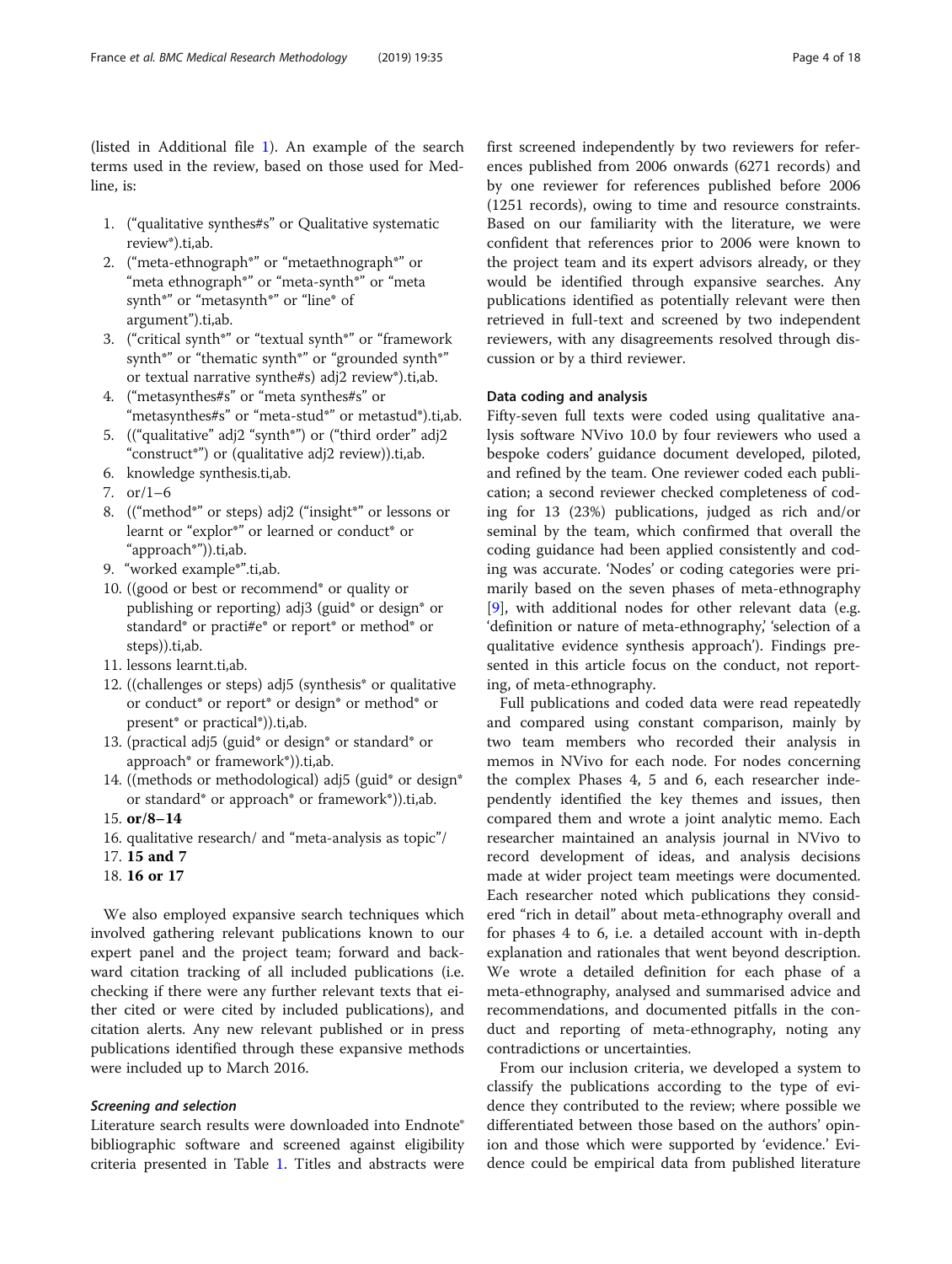(listed in Additional file 1). An example of the search terms used in the review, based on those used for Medline, is:

1. ("qualitative synthes#s" or Qualitative systematic review*).ti,ab.
2. ("meta-ethnograph*" or "metaethnograph*" or "meta ethnograph*" or "meta-synth*" or "meta synth*" or "metasynth*" or "line* of argument").ti,ab.
3. ("critical synth*" or "textual synth*" or "framework synth*" or "thematic synth*" or "grounded synth*" or textual narrative synthe#s) adj2 review*).ti,ab.
4. ("metasynthes#s" or "meta synthes#s" or "metasynthes#s" or "meta-stud*" or metastud*).ti,ab.
5. (("qualitative" adj2 "synth*") or ("third order" adj2 "construct*") or (qualitative adj2 review)).ti,ab.
6. knowledge synthesis.ti,ab.
7. or/1–6
8. (("method*" or steps) adj2 ("insight*" or lessons or learnt or "explor*" or learned or conduct* or "approach*")).ti,ab.
9. "worked example*".ti,ab.
10. ((good or best or recommend* or quality or publishing or reporting) adj3 (guid* or design* or standard* or practi#e* or report* or method* or steps)).ti,ab.
11. lessons learnt.ti,ab.
12. ((challenges or steps) adj5 (synthesis* or qualitative or conduct* or report* or design* or method* or present* or practical*)).ti,ab.
13. (practical adj5 (guid* or design* or standard* or approach* or framework*)).ti,ab.
14. ((methods or methodological) adj5 (guid* or design* or standard* or approach* or framework*)).ti,ab.
15. **or/8–14**
16. qualitative research/ and "meta-analysis as topic"/
17. **15 and 7**
18. **16 or 17**

We also employed expansive search techniques which involved gathering relevant publications known to our expert panel and the project team; forward and backward citation tracking of all included publications (i.e. checking if there were any further relevant texts that either cited or were cited by included publications), and citation alerts. Any new relevant published or in press publications identified through these expansive methods were included up to March 2016.

### *Screening and selection*

Literature search results were downloaded into Endnote® bibliographic software and screened against eligibility criteria presented in Table 1. Titles and abstracts were first screened independently by two reviewers for references published from 2006 onwards (6271 records) and by one reviewer for references published before 2006 (1251 records), owing to time and resource constraints. Based on our familiarity with the literature, we were confident that references prior to 2006 were known to the project team and its expert advisors already, or they would be identified through expansive searches. Any publications identified as potentially relevant were then retrieved in full-text and screened by two independent reviewers, with any disagreements resolved through discussion or by a third reviewer.

### Data coding and analysis

Fifty-seven full texts were coded using qualitative analysis software NVivo 10.0 by four reviewers who used a bespoke coders' guidance document developed, piloted, and refined by the team. One reviewer coded each publication; a second reviewer checked completeness of coding for 13 (23%) publications, judged as rich and/or seminal by the team, which confirmed that overall the coding guidance had been applied consistently and coding was accurate. 'Nodes' or coding categories were primarily based on the seven phases of meta-ethnography [9], with additional nodes for other relevant data (e.g. 'definition or nature of meta-ethnography,' 'selection of a qualitative evidence synthesis approach'). Findings presented in this article focus on the conduct, not reporting, of meta-ethnography.

Full publications and coded data were read repeatedly and compared using constant comparison, mainly by two team members who recorded their analysis in memos in NVivo for each node. For nodes concerning the complex Phases 4, 5 and 6, each researcher independently identified the key themes and issues, then compared them and wrote a joint analytic memo. Each researcher maintained an analysis journal in NVivo to record development of ideas, and analysis decisions made at wider project team meetings were documented. Each researcher noted which publications they considered "rich in detail" about meta-ethnography overall and for phases 4 to 6, i.e. a detailed account with in-depth explanation and rationales that went beyond description. We wrote a detailed definition for each phase of a meta-ethnography, analysed and summarised advice and recommendations, and documented pitfalls in the conduct and reporting of meta-ethnography, noting any contradictions or uncertainties.

From our inclusion criteria, we developed a system to classify the publications according to the type of evidence they contributed to the review; where possible we differentiated between those based on the authors' opinion and those which were supported by 'evidence.' Evidence could be empirical data from published literature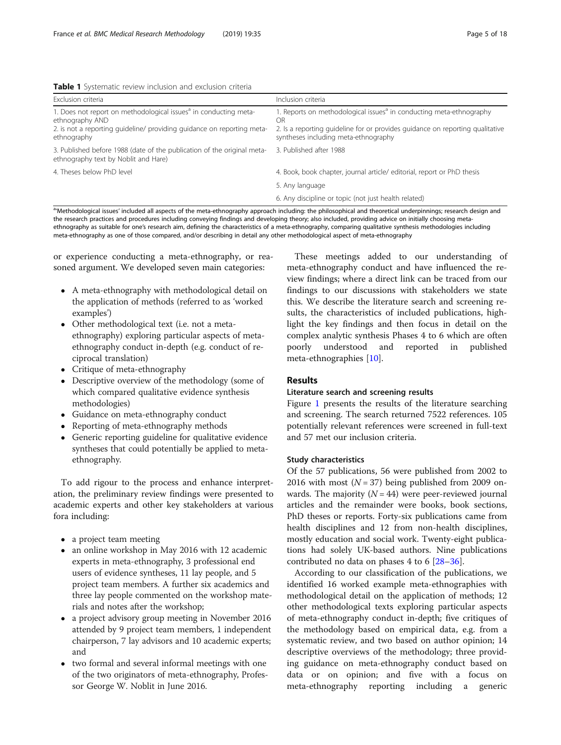**Table 1** Systematic review inclusion and exclusion criteria

| Exclusion criteria | Inclusion criteria |
| --- | --- |
| 1. Does not report on methodological issues[a] in conducting meta-ethnography AND<br>2. is not a reporting guideline/ providing guidance on reporting meta-ethnography | 1. Reports on methodological issues[a] in conducting meta-ethnography<br>OR<br>2. Is a reporting guideline for or provides guidance on reporting qualitative syntheses including meta-ethnography |
| 3. Published before 1988 (date of the publication of the original meta-ethnography text by Noblit and Hare) | 3. Published after 1988 |
| 4. Theses below PhD level | 4. Book, book chapter, journal article/ editorial, report or PhD thesis |
| | 5. Any language |
| | 6. Any discipline or topic (not just health related) |

[a]'Methodological issues' included all aspects of the meta-ethnography approach including: the philosophical and theoretical underpinnings; research design and the research practices and procedures including conveying findings and developing theory; also included, providing advice on initially choosing meta-ethnography as suitable for one's research aim, defining the characteristics of a meta-ethnography, comparing qualitative synthesis methodologies including meta-ethnography as one of those compared, and/or describing in detail any other methodological aspect of meta-ethnography

or experience conducting a meta-ethnography, or reasoned argument. We developed seven main categories:

- A meta-ethnography with methodological detail on the application of methods (referred to as 'worked examples')
- Other methodological text (i.e. not a meta-ethnography) exploring particular aspects of meta-ethnography conduct in-depth (e.g. conduct of reciprocal translation)
- Critique of meta-ethnography
- Descriptive overview of the methodology (some of which compared qualitative evidence synthesis methodologies)
- Guidance on meta-ethnography conduct
- Reporting of meta-ethnography methods
- Generic reporting guideline for qualitative evidence syntheses that could potentially be applied to meta-ethnography.

To add rigour to the process and enhance interpretation, the preliminary review findings were presented to academic experts and other key stakeholders at various fora including:

- a project team meeting
- an online workshop in May 2016 with 12 academic experts in meta-ethnography, 3 professional end users of evidence syntheses, 11 lay people, and 5 project team members. A further six academics and three lay people commented on the workshop materials and notes after the workshop;
- a project advisory group meeting in November 2016 attended by 9 project team members, 1 independent chairperson, 7 lay advisors and 10 academic experts; and
- two formal and several informal meetings with one of the two originators of meta-ethnography, Professor George W. Noblit in June 2016.

These meetings added to our understanding of meta-ethnography conduct and have influenced the review findings; where a direct link can be traced from our findings to our discussions with stakeholders we state this. We describe the literature search and screening results, the characteristics of included publications, highlight the key findings and then focus in detail on the complex analytic synthesis Phases 4 to 6 which are often poorly understood and reported in published meta-ethnographies [10].

## Results

### Literature search and screening results

Figure 1 presents the results of the literature searching and screening. The search returned 7522 references. 105 potentially relevant references were screened in full-text and 57 met our inclusion criteria.

### Study characteristics

Of the 57 publications, 56 were published from 2002 to 2016 with most ($N = 37$) being published from 2009 onwards. The majority ($N = 44$) were peer-reviewed journal articles and the remainder were books, book sections, PhD theses or reports. Forty-six publications came from health disciplines and 12 from non-health disciplines, mostly education and social work. Twenty-eight publications had solely UK-based authors. Nine publications contributed no data on phases 4 to 6 [28–36].

According to our classification of the publications, we identified 16 worked example meta-ethnographies with methodological detail on the application of methods; 12 other methodological texts exploring particular aspects of meta-ethnography conduct in-depth; five critiques of the methodology based on empirical data, e.g. from a systematic review, and two based on author opinion; 14 descriptive overviews of the methodology; three providing guidance on meta-ethnography conduct based on data or on opinion; and five with a focus on meta-ethnography reporting including a generic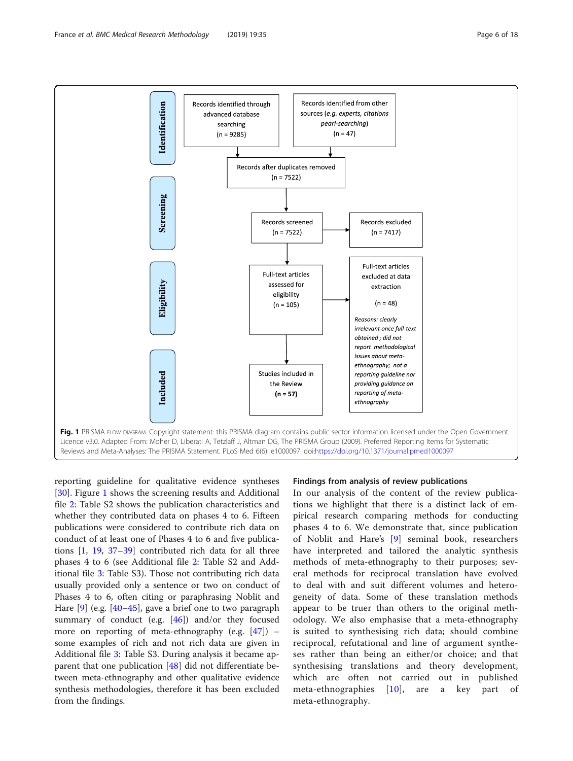**Identification**

Records identified through advanced database searching (n = 9285)

Records identified from other sources (*e.g. experts, citations pearl-searching*) (n = 47)

Records after duplicates removed (n = 7522)

**Screening**

Records screened (n = 7522)

Records excluded (n = 7417)

**Eligibility**

Full-text articles assessed for eligibility (n = 105)

Full-text articles excluded at data extraction (n = 48)

*Reasons: clearly irrelevant once full-text obtained ; did not report methodological issues about meta-ethnography; not a reporting guideline nor providing guidance on reporting of meta-ethnography*

**Included**

Studies included in the Review **(n = 57)**

**Fig. 1** PRISMA FLOW DIAGRAM. Copyright statement: this PRISMA diagram contains public sector information licensed under the Open Government Licence v3.0. Adapted From: Moher D, Liberati A, Tetzlaff J, Altman DG, The PRISMA Group (2009). Preferred Reporting Items for Systematic Reviews and Meta-Analyses: The PRISMA Statement. PLoS Med 6(6): e1000097. doi:https://doi.org/10.1371/journal.pmed1000097

reporting guideline for qualitative evidence syntheses [30]. Figure 1 shows the screening results and Additional file 2: Table S2 shows the publication characteristics and whether they contributed data on phases 4 to 6. Fifteen publications were considered to contribute rich data on conduct of at least one of Phases 4 to 6 and five publications [1, 19, 37–39] contributed rich data for all three phases 4 to 6 (see Additional file 2: Table S2 and Additional file 3: Table S3). Those not contributing rich data usually provided only a sentence or two on conduct of Phases 4 to 6, often citing or paraphrasing Noblit and Hare [9] (e.g. [40–45], gave a brief one to two paragraph summary of conduct (e.g. [46]) and/or they focused more on reporting of meta-ethnography (e.g. [47]) – some examples of rich and not rich data are given in Additional file 3: Table S3. During analysis it became apparent that one publication [48] did not differentiate between meta-ethnography and other qualitative evidence synthesis methodologies, therefore it has been excluded from the findings.

### Findings from analysis of review publications

In our analysis of the content of the review publications we highlight that there is a distinct lack of empirical research comparing methods for conducting phases 4 to 6. We demonstrate that, since publication of Noblit and Hare's [9] seminal book, researchers have interpreted and tailored the analytic synthesis methods of meta-ethnography to their purposes; several methods for reciprocal translation have evolved to deal with and suit different volumes and heterogeneity of data. Some of these translation methods appear to be truer than others to the original methodology. We also emphasise that a meta-ethnography is suited to synthesising rich data; should combine reciprocal, refutational and line of argument syntheses rather than being an either/or choice; and that synthesising translations and theory development, which are often not carried out in published meta-ethnographies [10], are a key part of meta-ethnography.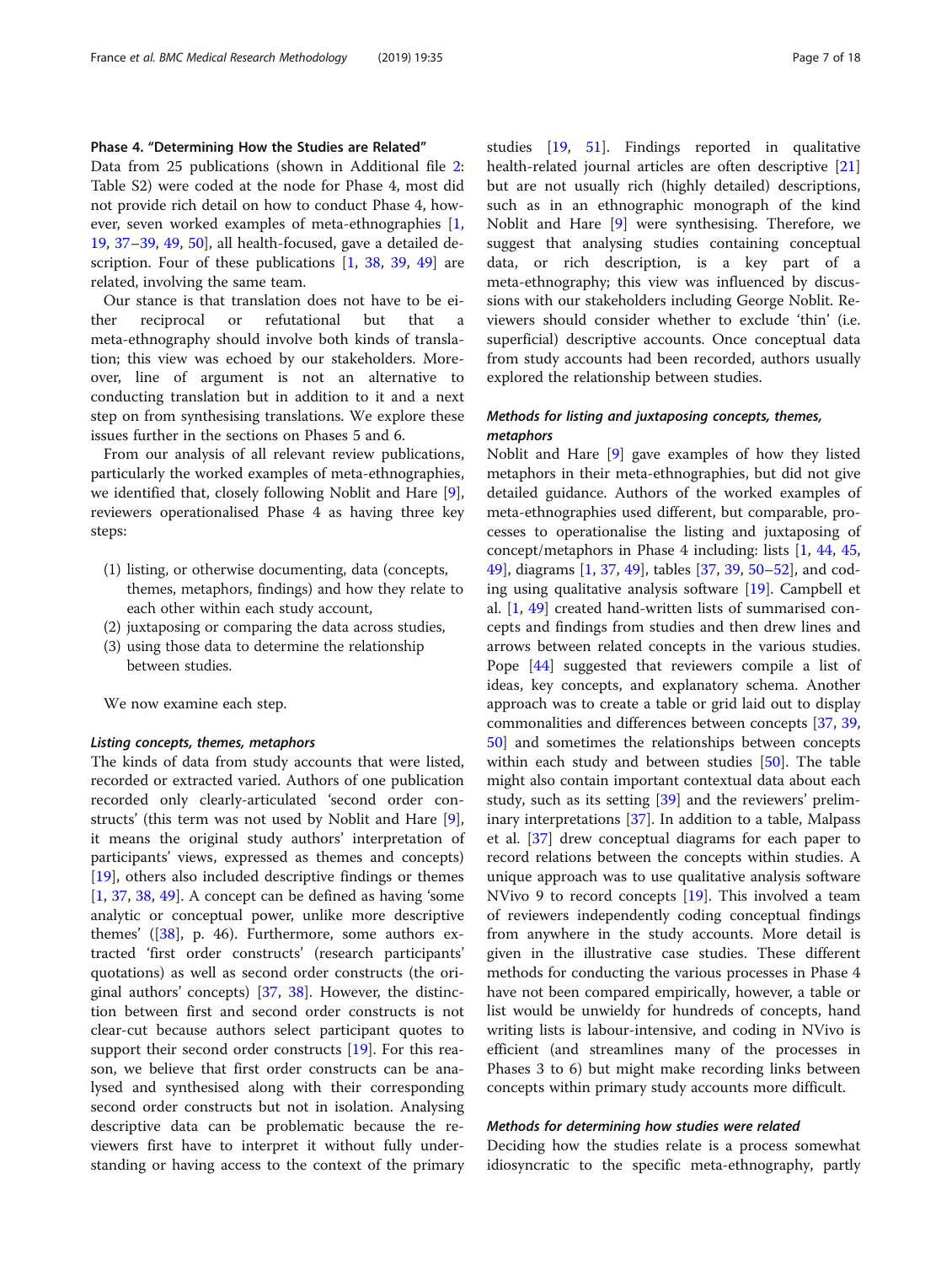### Phase 4. "Determining How the Studies are Related"

Data from 25 publications (shown in Additional file 2: Table S2) were coded at the node for Phase 4, most did not provide rich detail on how to conduct Phase 4, however, seven worked examples of meta-ethnographies [1, 19, 37–39, 49, 50], all health-focused, gave a detailed description. Four of these publications [1, 38, 39, 49] are related, involving the same team.

Our stance is that translation does not have to be either reciprocal or refutational but that a meta-ethnography should involve both kinds of translation; this view was echoed by our stakeholders. Moreover, line of argument is not an alternative to conducting translation but in addition to it and a next step on from synthesising translations. We explore these issues further in the sections on Phases 5 and 6.

From our analysis of all relevant review publications, particularly the worked examples of meta-ethnographies, we identified that, closely following Noblit and Hare [9], reviewers operationalised Phase 4 as having three key steps:

(1) listing, or otherwise documenting, data (concepts, themes, metaphors, findings) and how they relate to each other within each study account,
(2) juxtaposing or comparing the data across studies,
(3) using those data to determine the relationship between studies.

We now examine each step.

#### *Listing concepts, themes, metaphors*

The kinds of data from study accounts that were listed, recorded or extracted varied. Authors of one publication recorded only clearly-articulated 'second order constructs' (this term was not used by Noblit and Hare [9], it means the original study authors' interpretation of participants' views, expressed as themes and concepts) [19], others also included descriptive findings or themes [1, 37, 38, 49]. A concept can be defined as having 'some analytic or conceptual power, unlike more descriptive themes' ([38], p. 46). Furthermore, some authors extracted 'first order constructs' (research participants' quotations) as well as second order constructs (the original authors' concepts) [37, 38]. However, the distinction between first and second order constructs is not clear-cut because authors select participant quotes to support their second order constructs [19]. For this reason, we believe that first order constructs can be analysed and synthesised along with their corresponding second order constructs but not in isolation. Analysing descriptive data can be problematic because the reviewers first have to interpret it without fully understanding or having access to the context of the primary studies [19, 51]. Findings reported in qualitative health-related journal articles are often descriptive [21] but are not usually rich (highly detailed) descriptions, such as in an ethnographic monograph of the kind Noblit and Hare [9] were synthesising. Therefore, we suggest that analysing studies containing conceptual data, or rich description, is a key part of a meta-ethnography; this view was influenced by discussions with our stakeholders including George Noblit. Reviewers should consider whether to exclude 'thin' (i.e. superficial) descriptive accounts. Once conceptual data from study accounts had been recorded, authors usually explored the relationship between studies.

#### *Methods for listing and juxtaposing concepts, themes, metaphors*

Noblit and Hare [9] gave examples of how they listed metaphors in their meta-ethnographies, but did not give detailed guidance. Authors of the worked examples of meta-ethnographies used different, but comparable, processes to operationalise the listing and juxtaposing of concept/metaphors in Phase 4 including: lists [1, 44, 45, 49], diagrams [1, 37, 49], tables [37, 39, 50–52], and coding using qualitative analysis software [19]. Campbell et al. [1, 49] created hand-written lists of summarised concepts and findings from studies and then drew lines and arrows between related concepts in the various studies. Pope [44] suggested that reviewers compile a list of ideas, key concepts, and explanatory schema. Another approach was to create a table or grid laid out to display commonalities and differences between concepts [37, 39, 50] and sometimes the relationships between concepts within each study and between studies [50]. The table might also contain important contextual data about each study, such as its setting [39] and the reviewers' preliminary interpretations [37]. In addition to a table, Malpass et al. [37] drew conceptual diagrams for each paper to record relations between the concepts within studies. A unique approach was to use qualitative analysis software NVivo 9 to record concepts [19]. This involved a team of reviewers independently coding conceptual findings from anywhere in the study accounts. More detail is given in the illustrative case studies. These different methods for conducting the various processes in Phase 4 have not been compared empirically, however, a table or list would be unwieldy for hundreds of concepts, hand writing lists is labour-intensive, and coding in NVivo is efficient (and streamlines many of the processes in Phases 3 to 6) but might make recording links between concepts within primary study accounts more difficult.

#### *Methods for determining how studies were related*

Deciding how the studies relate is a process somewhat idiosyncratic to the specific meta-ethnography, partly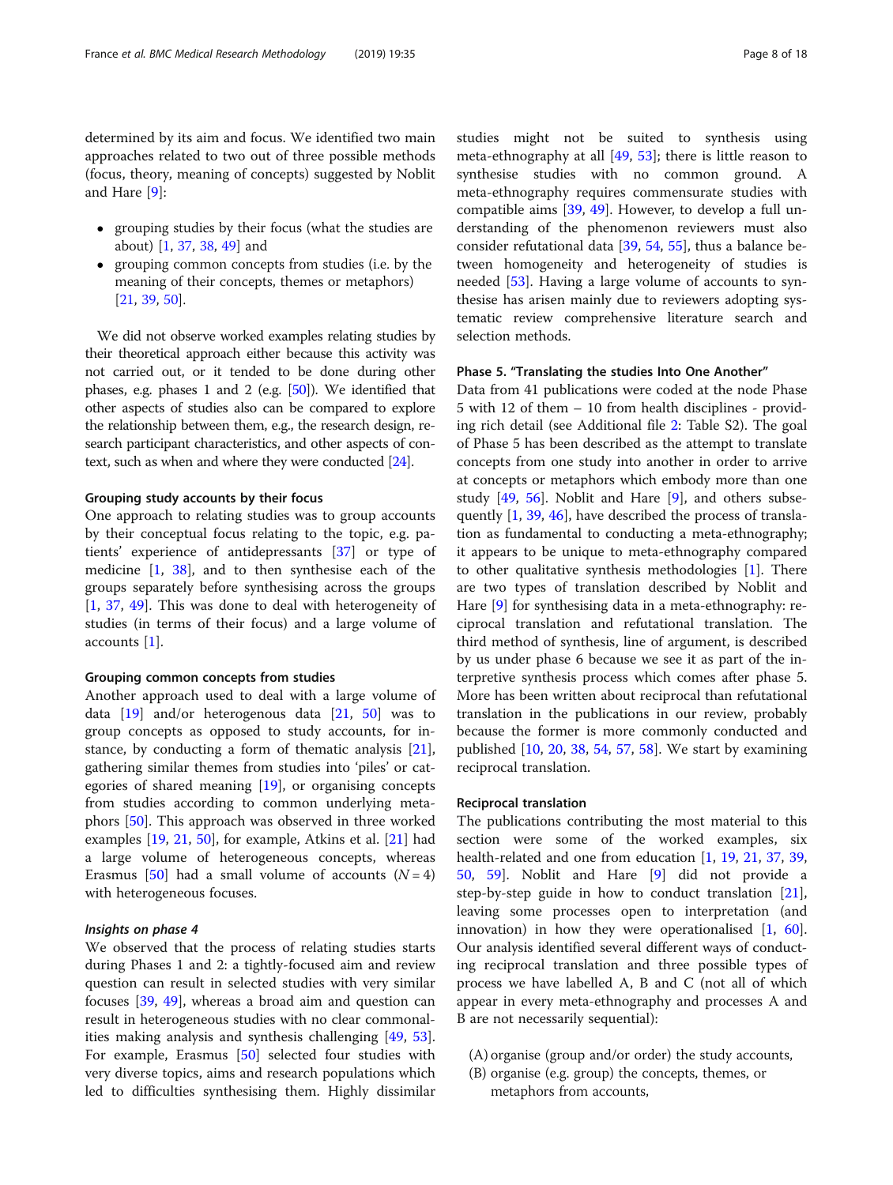determined by its aim and focus. We identified two main approaches related to two out of three possible methods (focus, theory, meaning of concepts) suggested by Noblit and Hare [9]:

- grouping studies by their focus (what the studies are about) [1, 37, 38, 49] and
- grouping common concepts from studies (i.e. by the meaning of their concepts, themes or metaphors) [21, 39, 50].

We did not observe worked examples relating studies by their theoretical approach either because this activity was not carried out, or it tended to be done during other phases, e.g. phases 1 and 2 (e.g. [50]). We identified that other aspects of studies also can be compared to explore the relationship between them, e.g., the research design, research participant characteristics, and other aspects of context, such as when and where they were conducted [24].

#### Grouping study accounts by their focus

One approach to relating studies was to group accounts by their conceptual focus relating to the topic, e.g. patients' experience of antidepressants [37] or type of medicine [1, 38], and to then synthesise each of the groups separately before synthesising across the groups [1, 37, 49]. This was done to deal with heterogeneity of studies (in terms of their focus) and a large volume of accounts [1].

#### Grouping common concepts from studies

Another approach used to deal with a large volume of data [19] and/or heterogenous data [21, 50] was to group concepts as opposed to study accounts, for instance, by conducting a form of thematic analysis [21], gathering similar themes from studies into 'piles' or categories of shared meaning [19], or organising concepts from studies according to common underlying metaphors [50]. This approach was observed in three worked examples [19, 21, 50], for example, Atkins et al. [21] had a large volume of heterogeneous concepts, whereas Erasmus [50] had a small volume of accounts ($N = 4$) with heterogeneous focuses.

#### *Insights on phase 4*

We observed that the process of relating studies starts during Phases 1 and 2: a tightly-focused aim and review question can result in selected studies with very similar focuses [39, 49], whereas a broad aim and question can result in heterogeneous studies with no clear commonalities making analysis and synthesis challenging [49, 53]. For example, Erasmus [50] selected four studies with very diverse topics, aims and research populations which led to difficulties synthesising them. Highly dissimilar studies might not be suited to synthesis using meta-ethnography at all [49, 53]; there is little reason to synthesise studies with no common ground. A meta-ethnography requires commensurate studies with compatible aims [39, 49]. However, to develop a full understanding of the phenomenon reviewers must also consider refutational data [39, 54, 55], thus a balance between homogeneity and heterogeneity of studies is needed [53]. Having a large volume of accounts to synthesise has arisen mainly due to reviewers adopting systematic review comprehensive literature search and selection methods.

### Phase 5. "Translating the studies Into One Another"

Data from 41 publications were coded at the node Phase 5 with 12 of them – 10 from health disciplines - providing rich detail (see Additional file 2: Table S2). The goal of Phase 5 has been described as the attempt to translate concepts from one study into another in order to arrive at concepts or metaphors which embody more than one study [49, 56]. Noblit and Hare [9], and others subsequently [1, 39, 46], have described the process of translation as fundamental to conducting a meta-ethnography; it appears to be unique to meta-ethnography compared to other qualitative synthesis methodologies [1]. There are two types of translation described by Noblit and Hare [9] for synthesising data in a meta-ethnography: reciprocal translation and refutational translation. The third method of synthesis, line of argument, is described by us under phase 6 because we see it as part of the interpretive synthesis process which comes after phase 5. More has been written about reciprocal than refutational translation in the publications in our review, probably because the former is more commonly conducted and published [10, 20, 38, 54, 57, 58]. We start by examining reciprocal translation.

#### Reciprocal translation

The publications contributing the most material to this section were some of the worked examples, six health-related and one from education [1, 19, 21, 37, 39, 50, 59]. Noblit and Hare [9] did not provide a step-by-step guide in how to conduct translation [21], leaving some processes open to interpretation (and innovation) in how they were operationalised [1, 60]. Our analysis identified several different ways of conducting reciprocal translation and three possible types of process we have labelled A, B and C (not all of which appear in every meta-ethnography and processes A and B are not necessarily sequential):

(A) organise (group and/or order) the study accounts,
(B) organise (e.g. group) the concepts, themes, or metaphors from accounts,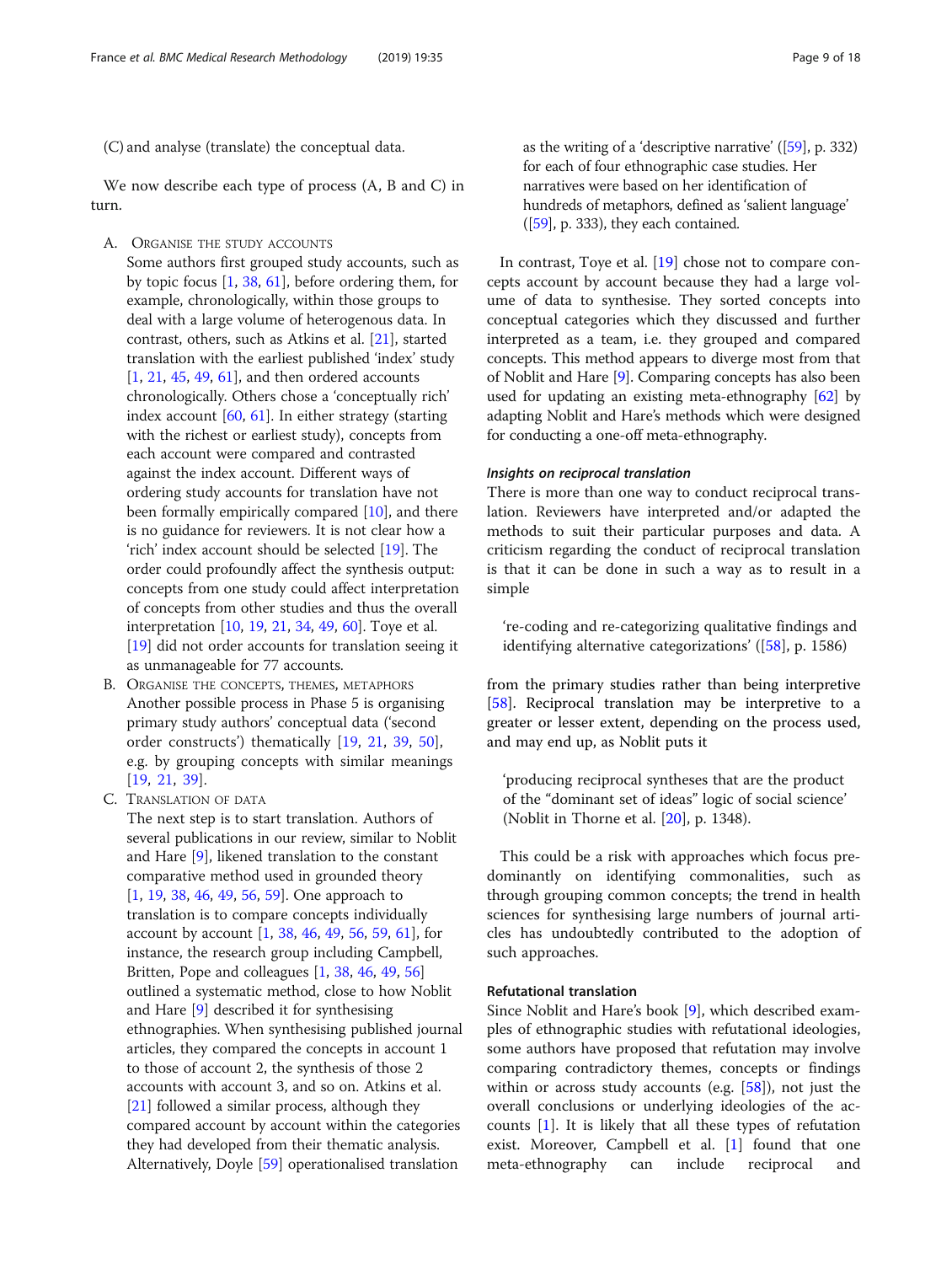(C) and analyse (translate) the conceptual data.

We now describe each type of process (A, B and C) in turn.

A. Organise the study accounts
   Some authors first grouped study accounts, such as by topic focus [1, 38, 61], before ordering them, for example, chronologically, within those groups to deal with a large volume of heterogenous data. In contrast, others, such as Atkins et al. [21], started translation with the earliest published 'index' study [1, 21, 45, 49, 61], and then ordered accounts chronologically. Others chose a 'conceptually rich' index account [60, 61]. In either strategy (starting with the richest or earliest study), concepts from each account were compared and contrasted against the index account. Different ways of ordering study accounts for translation have not been formally empirically compared [10], and there is no guidance for reviewers. It is not clear how a 'rich' index account should be selected [19]. The order could profoundly affect the synthesis output: concepts from one study could affect interpretation of concepts from other studies and thus the overall interpretation [10, 19, 21, 34, 49, 60]. Toye et al. [19] did not order accounts for translation seeing it as unmanageable for 77 accounts.
B. Organise the concepts, themes, metaphors
   Another possible process in Phase 5 is organising primary study authors' conceptual data ('second order constructs') thematically [19, 21, 39, 50], e.g. by grouping concepts with similar meanings [19, 21, 39].
C. Translation of data
   The next step is to start translation. Authors of several publications in our review, similar to Noblit and Hare [9], likened translation to the constant comparative method used in grounded theory [1, 19, 38, 46, 49, 56, 59]. One approach to translation is to compare concepts individually account by account [1, 38, 46, 49, 56, 59, 61], for instance, the research group including Campbell, Britten, Pope and colleagues [1, 38, 46, 49, 56] outlined a systematic method, close to how Noblit and Hare [9] described it for synthesising ethnographies. When synthesising published journal articles, they compared the concepts in account 1 to those of account 2, the synthesis of those 2 accounts with account 3, and so on. Atkins et al. [21] followed a similar process, although they compared account by account within the categories they had developed from their thematic analysis. Alternatively, Doyle [59] operationalised translation as the writing of a 'descriptive narrative' ([59], p. 332) for each of four ethnographic case studies. Her narratives were based on her identification of hundreds of metaphors, defined as 'salient language' ([59], p. 333), they each contained.

In contrast, Toye et al. [19] chose not to compare concepts account by account because they had a large volume of data to synthesise. They sorted concepts into conceptual categories which they discussed and further interpreted as a team, i.e. they grouped and compared concepts. This method appears to diverge most from that of Noblit and Hare [9]. Comparing concepts has also been used for updating an existing meta-ethnography [62] by adapting Noblit and Hare's methods which were designed for conducting a one-off meta-ethnography.

#### *Insights on reciprocal translation*

There is more than one way to conduct reciprocal translation. Reviewers have interpreted and/or adapted the methods to suit their particular purposes and data. A criticism regarding the conduct of reciprocal translation is that it can be done in such a way as to result in a simple

> 're-coding and re-categorizing qualitative findings and identifying alternative categorizations' ([58], p. 1586)

from the primary studies rather than being interpretive [58]. Reciprocal translation may be interpretive to a greater or lesser extent, depending on the process used, and may end up, as Noblit puts it

> 'producing reciprocal syntheses that are the product of the "dominant set of ideas" logic of social science' (Noblit in Thorne et al. [20], p. 1348).

This could be a risk with approaches which focus predominantly on identifying commonalities, such as through grouping common concepts; the trend in health sciences for synthesising large numbers of journal articles has undoubtedly contributed to the adoption of such approaches.

### Refutational translation

Since Noblit and Hare's book [9], which described examples of ethnographic studies with refutational ideologies, some authors have proposed that refutation may involve comparing contradictory themes, concepts or findings within or across study accounts (e.g. [58]), not just the overall conclusions or underlying ideologies of the accounts [1]. It is likely that all these types of refutation exist. Moreover, Campbell et al. [1] found that one meta-ethnography can include reciprocal and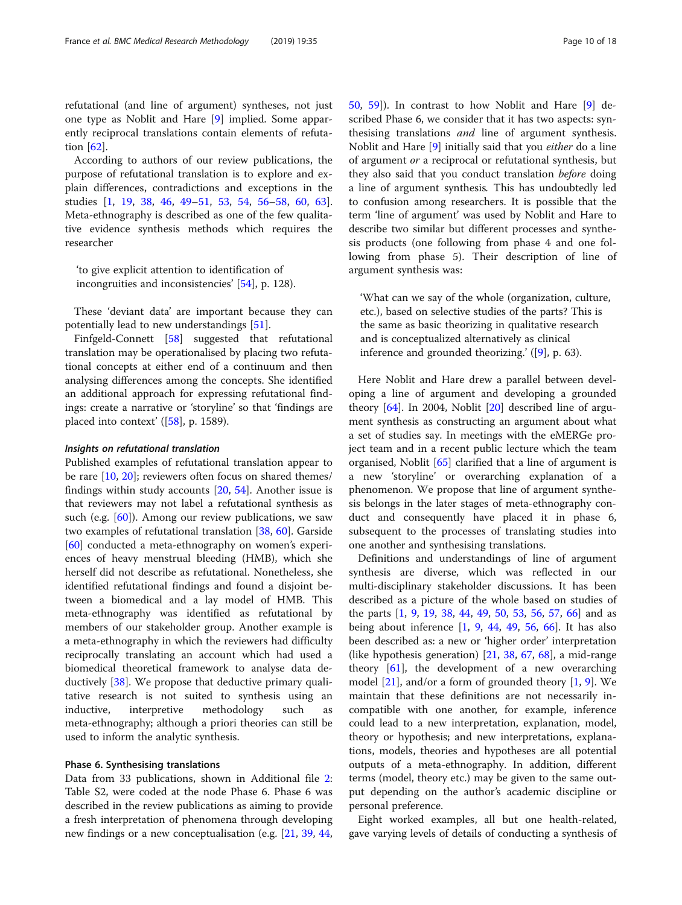refutational (and line of argument) syntheses, not just one type as Noblit and Hare [9] implied. Some apparently reciprocal translations contain elements of refutation [62].

According to authors of our review publications, the purpose of refutational translation is to explore and explain differences, contradictions and exceptions in the studies [1, 19, 38, 46, 49–51, 53, 54, 56–58, 60, 63]. Meta-ethnography is described as one of the few qualitative evidence synthesis methods which requires the researcher

> 'to give explicit attention to identification of incongruities and inconsistencies' [54], p. 128).

These 'deviant data' are important because they can potentially lead to new understandings [51].

Finfgeld-Connett [58] suggested that refutational translation may be operationalised by placing two refutational concepts at either end of a continuum and then analysing differences among the concepts. She identified an additional approach for expressing refutational findings: create a narrative or 'storyline' so that 'findings are placed into context' ([58], p. 1589).

#### *Insights on refutational translation*

Published examples of refutational translation appear to be rare [10, 20]; reviewers often focus on shared themes/findings within study accounts [20, 54]. Another issue is that reviewers may not label a refutational synthesis as such (e.g. [60]). Among our review publications, we saw two examples of refutational translation [38, 60]. Garside [60] conducted a meta-ethnography on women's experiences of heavy menstrual bleeding (HMB), which she herself did not describe as refutational. Nonetheless, she identified refutational findings and found a disjoint between a biomedical and a lay model of HMB. This meta-ethnography was identified as refutational by members of our stakeholder group. Another example is a meta-ethnography in which the reviewers had difficulty reciprocally translating an account which had used a biomedical theoretical framework to analyse data deductively [38]. We propose that deductive primary qualitative research is not suited to synthesis using an inductive, interpretive methodology such as meta-ethnography; although a priori theories can still be used to inform the analytic synthesis.

### Phase 6. Synthesising translations

Data from 33 publications, shown in Additional file 2: Table S2, were coded at the node Phase 6. Phase 6 was described in the review publications as aiming to provide a fresh interpretation of phenomena through developing new findings or a new conceptualisation (e.g. [21, 39, 44, 50, 59]). In contrast to how Noblit and Hare [9] described Phase 6, we consider that it has two aspects: synthesising translations *and* line of argument synthesis. Noblit and Hare [9] initially said that you *either* do a line of argument *or* a reciprocal or refutational synthesis, but they also said that you conduct translation *before* doing a line of argument synthesis. This has undoubtedly led to confusion among researchers. It is possible that the term 'line of argument' was used by Noblit and Hare to describe two similar but different processes and synthesis products (one following from phase 4 and one following from phase 5). Their description of line of argument synthesis was:

> 'What can we say of the whole (organization, culture, etc.), based on selective studies of the parts? This is the same as basic theorizing in qualitative research and is conceptualized alternatively as clinical inference and grounded theorizing.' ([9], p. 63).

Here Noblit and Hare drew a parallel between developing a line of argument and developing a grounded theory [64]. In 2004, Noblit [20] described line of argument synthesis as constructing an argument about what a set of studies say. In meetings with the eMERGe project team and in a recent public lecture which the team organised, Noblit [65] clarified that a line of argument is a new 'storyline' or overarching explanation of a phenomenon. We propose that line of argument synthesis belongs in the later stages of meta-ethnography conduct and consequently have placed it in phase 6, subsequent to the processes of translating studies into one another and synthesising translations.

Definitions and understandings of line of argument synthesis are diverse, which was reflected in our multi-disciplinary stakeholder discussions. It has been described as a picture of the whole based on studies of the parts [1, 9, 19, 38, 44, 49, 50, 53, 56, 57, 66] and as being about inference [1, 9, 44, 49, 56, 66]. It has also been described as: a new or 'higher order' interpretation (like hypothesis generation) [21, 38, 67, 68], a mid-range theory [61], the development of a new overarching model [21], and/or a form of grounded theory [1, 9]. We maintain that these definitions are not necessarily incompatible with one another, for example, inference could lead to a new interpretation, explanation, model, theory or hypothesis; and new interpretations, explanations, models, theories and hypotheses are all potential outputs of a meta-ethnography. In addition, different terms (model, theory etc.) may be given to the same output depending on the author's academic discipline or personal preference.

Eight worked examples, all but one health-related, gave varying levels of details of conducting a synthesis of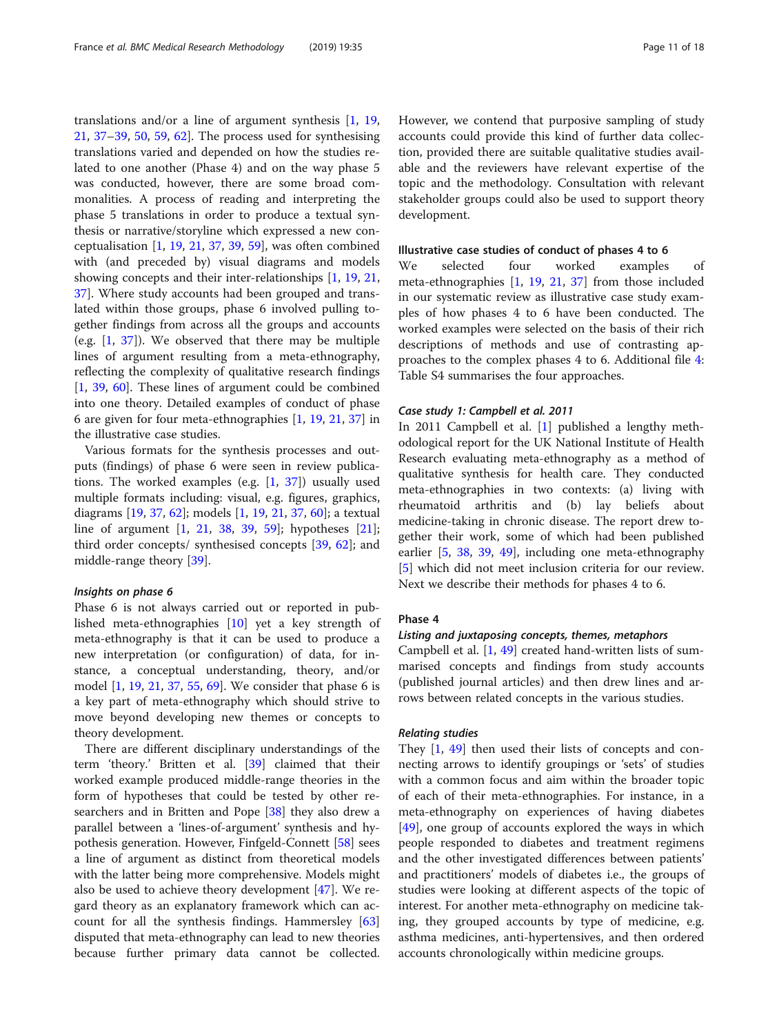translations and/or a line of argument synthesis [1, 19, 21, 37–39, 50, 59, 62]. The process used for synthesising translations varied and depended on how the studies related to one another (Phase 4) and on the way phase 5 was conducted, however, there are some broad commonalities. A process of reading and interpreting the phase 5 translations in order to produce a textual synthesis or narrative/storyline which expressed a new conceptualisation [1, 19, 21, 37, 39, 59], was often combined with (and preceded by) visual diagrams and models showing concepts and their inter-relationships [1, 19, 21, 37]. Where study accounts had been grouped and translated within those groups, phase 6 involved pulling together findings from across all the groups and accounts (e.g. [1, 37]). We observed that there may be multiple lines of argument resulting from a meta-ethnography, reflecting the complexity of qualitative research findings [1, 39, 60]. These lines of argument could be combined into one theory. Detailed examples of conduct of phase 6 are given for four meta-ethnographies [1, 19, 21, 37] in the illustrative case studies.

Various formats for the synthesis processes and outputs (findings) of phase 6 were seen in review publications. The worked examples (e.g. [1, 37]) usually used multiple formats including: visual, e.g. figures, graphics, diagrams [19, 37, 62]; models [1, 19, 21, 37, 60]; a textual line of argument [1, 21, 38, 39, 59]; hypotheses [21]; third order concepts/ synthesised concepts [39, 62]; and middle-range theory [39].

#### *Insights on phase 6*

Phase 6 is not always carried out or reported in published meta-ethnographies [10] yet a key strength of meta-ethnography is that it can be used to produce a new interpretation (or configuration) of data, for instance, a conceptual understanding, theory, and/or model [1, 19, 21, 37, 55, 69]. We consider that phase 6 is a key part of meta-ethnography which should strive to move beyond developing new themes or concepts to theory development.

There are different disciplinary understandings of the term ‘theory.’ Britten et al. [39] claimed that their worked example produced middle-range theories in the form of hypotheses that could be tested by other researchers and in Britten and Pope [38] they also drew a parallel between a ‘lines-of-argument’ synthesis and hypothesis generation. However, Finfgeld-Connett [58] sees a line of argument as distinct from theoretical models with the latter being more comprehensive. Models might also be used to achieve theory development [47]. We regard theory as an explanatory framework which can account for all the synthesis findings. Hammersley [63] disputed that meta-ethnography can lead to new theories because further primary data cannot be collected. However, we contend that purposive sampling of study accounts could provide this kind of further data collection, provided there are suitable qualitative studies available and the reviewers have relevant expertise of the topic and the methodology. Consultation with relevant stakeholder groups could also be used to support theory development.

### Illustrative case studies of conduct of phases 4 to 6

We selected four worked examples of meta-ethnographies [1, 19, 21, 37] from those included in our systematic review as illustrative case study examples of how phases 4 to 6 have been conducted. The worked examples were selected on the basis of their rich descriptions of methods and use of contrasting approaches to the complex phases 4 to 6. Additional file 4: Table S4 summarises the four approaches.

#### *Case study 1: Campbell et al. 2011*

In 2011 Campbell et al. [1] published a lengthy methodological report for the UK National Institute of Health Research evaluating meta-ethnography as a method of qualitative synthesis for health care. They conducted meta-ethnographies in two contexts: (a) living with rheumatoid arthritis and (b) lay beliefs about medicine-taking in chronic disease. The report drew together their work, some of which had been published earlier [5, 38, 39, 49], including one meta-ethnography [5] which did not meet inclusion criteria for our review. Next we describe their methods for phases 4 to 6.

### Phase 4

#### *Listing and juxtaposing concepts, themes, metaphors*

Campbell et al. [1, 49] created hand-written lists of summarised concepts and findings from study accounts (published journal articles) and then drew lines and arrows between related concepts in the various studies.

#### *Relating studies*

They [1, 49] then used their lists of concepts and connecting arrows to identify groupings or ‘sets’ of studies with a common focus and aim within the broader topic of each of their meta-ethnographies. For instance, in a meta-ethnography on experiences of having diabetes [49], one group of accounts explored the ways in which people responded to diabetes and treatment regimens and the other investigated differences between patients’ and practitioners’ models of diabetes i.e., the groups of studies were looking at different aspects of the topic of interest. For another meta-ethnography on medicine taking, they grouped accounts by type of medicine, e.g. asthma medicines, anti-hypertensives, and then ordered accounts chronologically within medicine groups.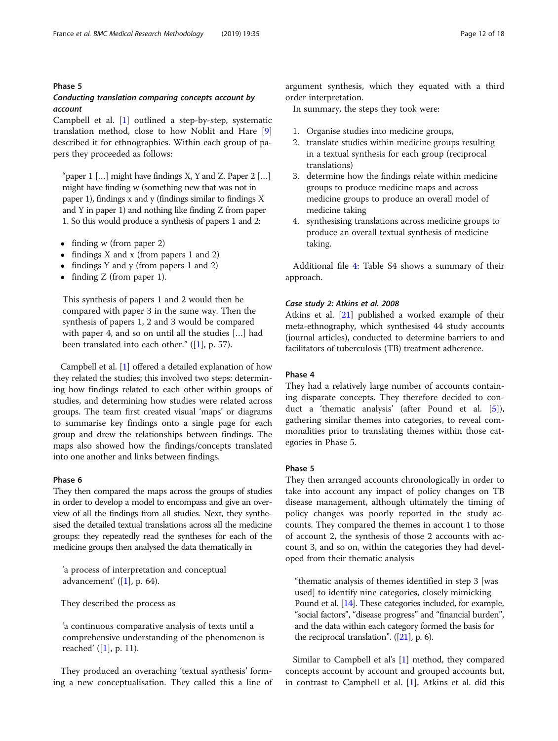### Phase 5

#### *Conducting translation comparing concepts account by account*

Campbell et al. [1] outlined a step-by-step, systematic translation method, close to how Noblit and Hare [9] described it for ethnographies. Within each group of papers they proceeded as follows:

> "paper 1 […] might have findings X, Y and Z. Paper 2 […] might have finding w (something new that was not in paper 1), findings x and y (findings similar to findings X and Y in paper 1) and nothing like finding Z from paper 1. So this would produce a synthesis of papers 1 and 2:
>
> - finding w (from paper 2)
> - findings X and x (from papers 1 and 2)
> - findings Y and y (from papers 1 and 2)
> - finding Z (from paper 1).
>
> This synthesis of papers 1 and 2 would then be compared with paper 3 in the same way. Then the synthesis of papers 1, 2 and 3 would be compared with paper 4, and so on until all the studies […] had been translated into each other." ([1], p. 57).

Campbell et al. [1] offered a detailed explanation of how they related the studies; this involved two steps: determining how findings related to each other within groups of studies, and determining how studies were related across groups. The team first created visual 'maps' or diagrams to summarise key findings onto a single page for each group and drew the relationships between findings. The maps also showed how the findings/concepts translated into one another and links between findings.

### Phase 6

They then compared the maps across the groups of studies in order to develop a model to encompass and give an overview of all the findings from all studies. Next, they synthesised the detailed textual translations across all the medicine groups: they repeatedly read the syntheses for each of the medicine groups then analysed the data thematically in

> 'a process of interpretation and conceptual advancement' ([1], p. 64).

They described the process as

> 'a continuous comparative analysis of texts until a comprehensive understanding of the phenomenon is reached' ([1], p. 11).

They produced an overaching 'textual synthesis' forming a new conceptualisation. They called this a line of argument synthesis, which they equated with a third order interpretation.

In summary, the steps they took were:

1. Organise studies into medicine groups,
2. translate studies within medicine groups resulting in a textual synthesis for each group (reciprocal translations)
3. determine how the findings relate within medicine groups to produce medicine maps and across medicine groups to produce an overall model of medicine taking
4. synthesising translations across medicine groups to produce an overall textual synthesis of medicine taking.

Additional file 4: Table S4 shows a summary of their approach.

#### *Case study 2: Atkins et al. 2008*

Atkins et al. [21] published a worked example of their meta-ethnography, which synthesised 44 study accounts (journal articles), conducted to determine barriers to and facilitators of tuberculosis (TB) treatment adherence.

### Phase 4

They had a relatively large number of accounts containing disparate concepts. They therefore decided to conduct a 'thematic analysis' (after Pound et al. [5]), gathering similar themes into categories, to reveal commonalities prior to translating themes within those categories in Phase 5.

### Phase 5

They then arranged accounts chronologically in order to take into account any impact of policy changes on TB disease management, although ultimately the timing of policy changes was poorly reported in the study accounts. They compared the themes in account 1 to those of account 2, the synthesis of those 2 accounts with account 3, and so on, within the categories they had developed from their thematic analysis

> "thematic analysis of themes identified in step 3 [was used] to identify nine categories, closely mimicking Pound et al. [14]. These categories included, for example, "social factors", "disease progress" and "financial burden", and the data within each category formed the basis for the reciprocal translation". ([21], p. 6).

Similar to Campbell et al's [1] method, they compared concepts account by account and grouped accounts but, in contrast to Campbell et al. [1], Atkins et al. did this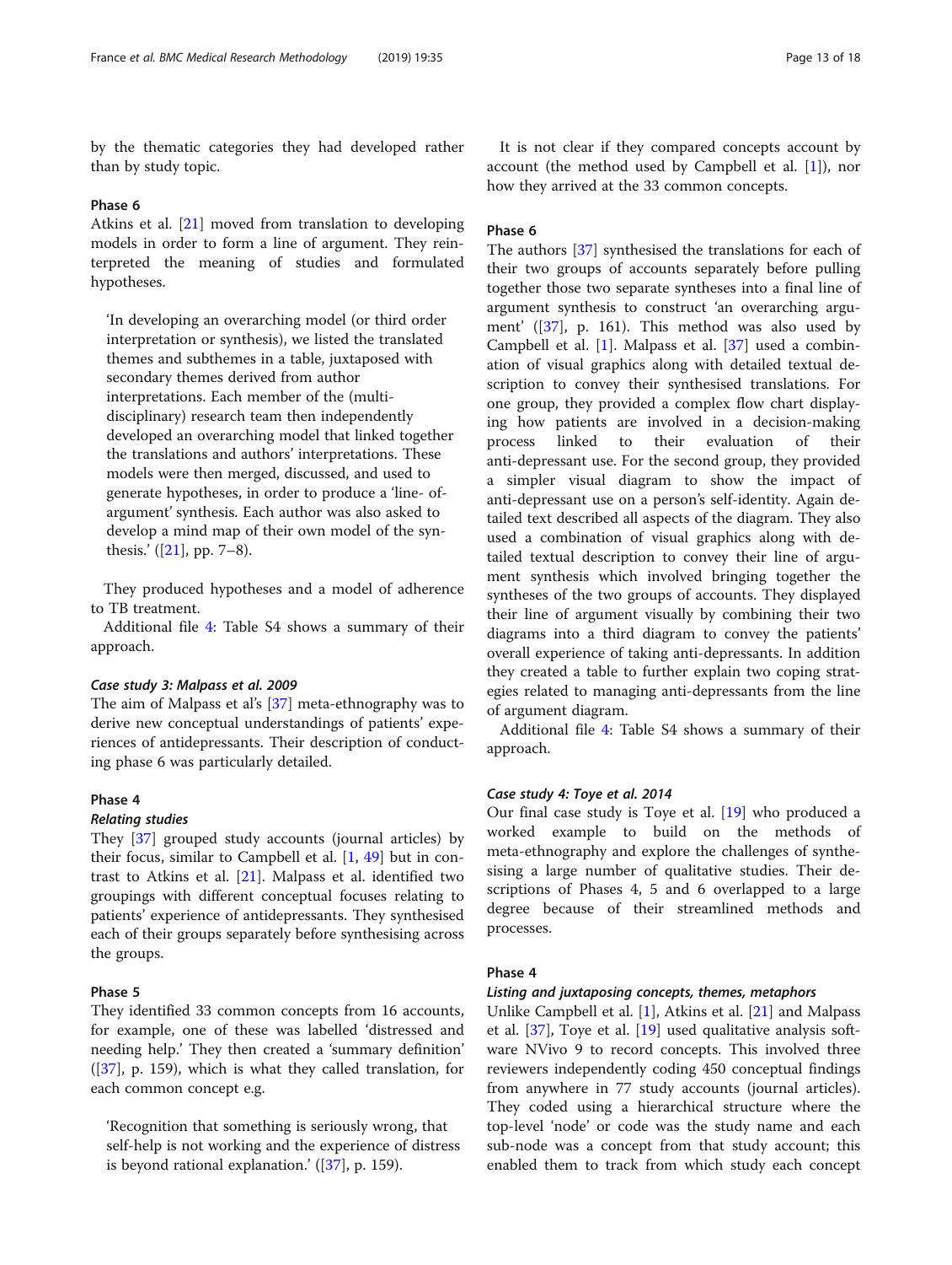by the thematic categories they had developed rather than by study topic.

#### Phase 6

Atkins et al. [21] moved from translation to developing models in order to form a line of argument. They reinterpreted the meaning of studies and formulated hypotheses.

> 'In developing an overarching model (or third order interpretation or synthesis), we listed the translated themes and subthemes in a table, juxtaposed with secondary themes derived from author interpretations. Each member of the (multi-disciplinary) research team then independently developed an overarching model that linked together the translations and authors' interpretations. These models were then merged, discussed, and used to generate hypotheses, in order to produce a 'line- of-argument' synthesis. Each author was also asked to develop a mind map of their own model of the synthesis.' ([21], pp. 7–8).

They produced hypotheses and a model of adherence to TB treatment.

Additional file 4: Table S4 shows a summary of their approach.

### *Case study 3: Malpass et al. 2009*

The aim of Malpass et al's [37] meta-ethnography was to derive new conceptual understandings of patients' experiences of antidepressants. Their description of conducting phase 6 was particularly detailed.

#### Phase 4

##### *Relating studies*

They [37] grouped study accounts (journal articles) by their focus, similar to Campbell et al. [1, 49] but in contrast to Atkins et al. [21]. Malpass et al. identified two groupings with different conceptual focuses relating to patients' experience of antidepressants. They synthesised each of their groups separately before synthesising across the groups.

#### Phase 5

They identified 33 common concepts from 16 accounts, for example, one of these was labelled 'distressed and needing help.' They then created a 'summary definition' ([37], p. 159), which is what they called translation, for each common concept e.g.

> 'Recognition that something is seriously wrong, that self-help is not working and the experience of distress is beyond rational explanation.' ([37], p. 159).

It is not clear if they compared concepts account by account (the method used by Campbell et al. [1]), nor how they arrived at the 33 common concepts.

#### Phase 6

The authors [37] synthesised the translations for each of their two groups of accounts separately before pulling together those two separate syntheses into a final line of argument synthesis to construct 'an overarching argument' ([37], p. 161). This method was also used by Campbell et al. [1]. Malpass et al. [37] used a combination of visual graphics along with detailed textual description to convey their synthesised translations. For one group, they provided a complex flow chart displaying how patients are involved in a decision-making process linked to their evaluation of their anti-depressant use. For the second group, they provided a simpler visual diagram to show the impact of anti-depressant use on a person's self-identity. Again detailed text described all aspects of the diagram. They also used a combination of visual graphics along with detailed textual description to convey their line of argument synthesis which involved bringing together the syntheses of the two groups of accounts. They displayed their line of argument visually by combining their two diagrams into a third diagram to convey the patients' overall experience of taking anti-depressants. In addition they created a table to further explain two coping strategies related to managing anti-depressants from the line of argument diagram.

Additional file 4: Table S4 shows a summary of their approach.

### *Case study 4: Toye et al. 2014*

Our final case study is Toye et al. [19] who produced a worked example to build on the methods of meta-ethnography and explore the challenges of synthesising a large number of qualitative studies. Their descriptions of Phases 4, 5 and 6 overlapped to a large degree because of their streamlined methods and processes.

#### Phase 4

##### *Listing and juxtaposing concepts, themes, metaphors*

Unlike Campbell et al. [1], Atkins et al. [21] and Malpass et al. [37], Toye et al. [19] used qualitative analysis software NVivo 9 to record concepts. This involved three reviewers independently coding 450 conceptual findings from anywhere in 77 study accounts (journal articles). They coded using a hierarchical structure where the top-level 'node' or code was the study name and each sub-node was a concept from that study account; this enabled them to track from which study each concept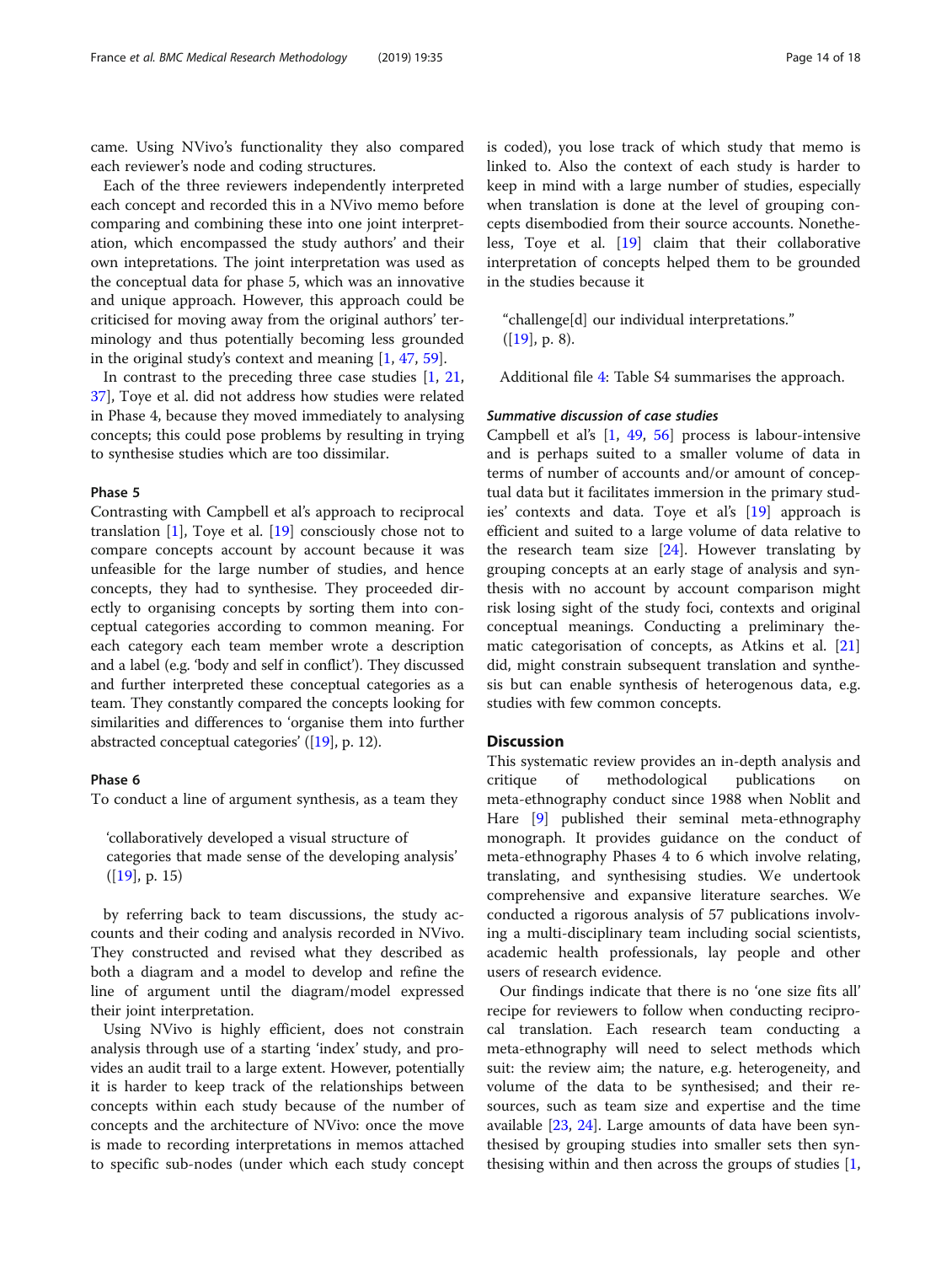came. Using NVivo's functionality they also compared each reviewer's node and coding structures.

Each of the three reviewers independently interpreted each concept and recorded this in a NVivo memo before comparing and combining these into one joint interpretation, which encompassed the study authors' and their own intepretations. The joint interpretation was used as the conceptual data for phase 5, which was an innovative and unique approach. However, this approach could be criticised for moving away from the original authors' terminology and thus potentially becoming less grounded in the original study's context and meaning [1, 47, 59].

In contrast to the preceding three case studies [1, 21, 37], Toye et al. did not address how studies were related in Phase 4, because they moved immediately to analysing concepts; this could pose problems by resulting in trying to synthesise studies which are too dissimilar.

#### Phase 5

Contrasting with Campbell et al's approach to reciprocal translation [1], Toye et al. [19] consciously chose not to compare concepts account by account because it was unfeasible for the large number of studies, and hence concepts, they had to synthesise. They proceeded directly to organising concepts by sorting them into conceptual categories according to common meaning. For each category each team member wrote a description and a label (e.g. 'body and self in conflict'). They discussed and further interpreted these conceptual categories as a team. They constantly compared the concepts looking for similarities and differences to 'organise them into further abstracted conceptual categories' ([19], p. 12).

#### Phase 6

To conduct a line of argument synthesis, as a team they

> 'collaboratively developed a visual structure of categories that made sense of the developing analysis' ([19], p. 15)

by referring back to team discussions, the study accounts and their coding and analysis recorded in NVivo. They constructed and revised what they described as both a diagram and a model to develop and refine the line of argument until the diagram/model expressed their joint interpretation.

Using NVivo is highly efficient, does not constrain analysis through use of a starting 'index' study, and provides an audit trail to a large extent. However, potentially it is harder to keep track of the relationships between concepts within each study because of the number of concepts and the architecture of NVivo: once the move is made to recording interpretations in memos attached to specific sub-nodes (under which each study concept is coded), you lose track of which study that memo is linked to. Also the context of each study is harder to keep in mind with a large number of studies, especially when translation is done at the level of grouping concepts disembodied from their source accounts. Nonetheless, Toye et al. [19] claim that their collaborative interpretation of concepts helped them to be grounded in the studies because it

> "challenge[d] our individual interpretations." ([19], p. 8).

Additional file 4: Table S4 summarises the approach.

#### *Summative discussion of case studies*

Campbell et al's [1, 49, 56] process is labour-intensive and is perhaps suited to a smaller volume of data in terms of number of accounts and/or amount of conceptual data but it facilitates immersion in the primary studies' contexts and data. Toye et al's [19] approach is efficient and suited to a large volume of data relative to the research team size [24]. However translating by grouping concepts at an early stage of analysis and synthesis with no account by account comparison might risk losing sight of the study foci, contexts and original conceptual meanings. Conducting a preliminary thematic categorisation of concepts, as Atkins et al. [21] did, might constrain subsequent translation and synthesis but can enable synthesis of heterogenous data, e.g. studies with few common concepts.

## Discussion

This systematic review provides an in-depth analysis and critique of methodological publications on meta-ethnography conduct since 1988 when Noblit and Hare [9] published their seminal meta-ethnography monograph. It provides guidance on the conduct of meta-ethnography Phases 4 to 6 which involve relating, translating, and synthesising studies. We undertook comprehensive and expansive literature searches. We conducted a rigorous analysis of 57 publications involving a multi-disciplinary team including social scientists, academic health professionals, lay people and other users of research evidence.

Our findings indicate that there is no 'one size fits all' recipe for reviewers to follow when conducting reciprocal translation. Each research team conducting a meta-ethnography will need to select methods which suit: the review aim; the nature, e.g. heterogeneity, and volume of the data to be synthesised; and their resources, such as team size and expertise and the time available [23, 24]. Large amounts of data have been synthesised by grouping studies into smaller sets then synthesising within and then across the groups of studies [1,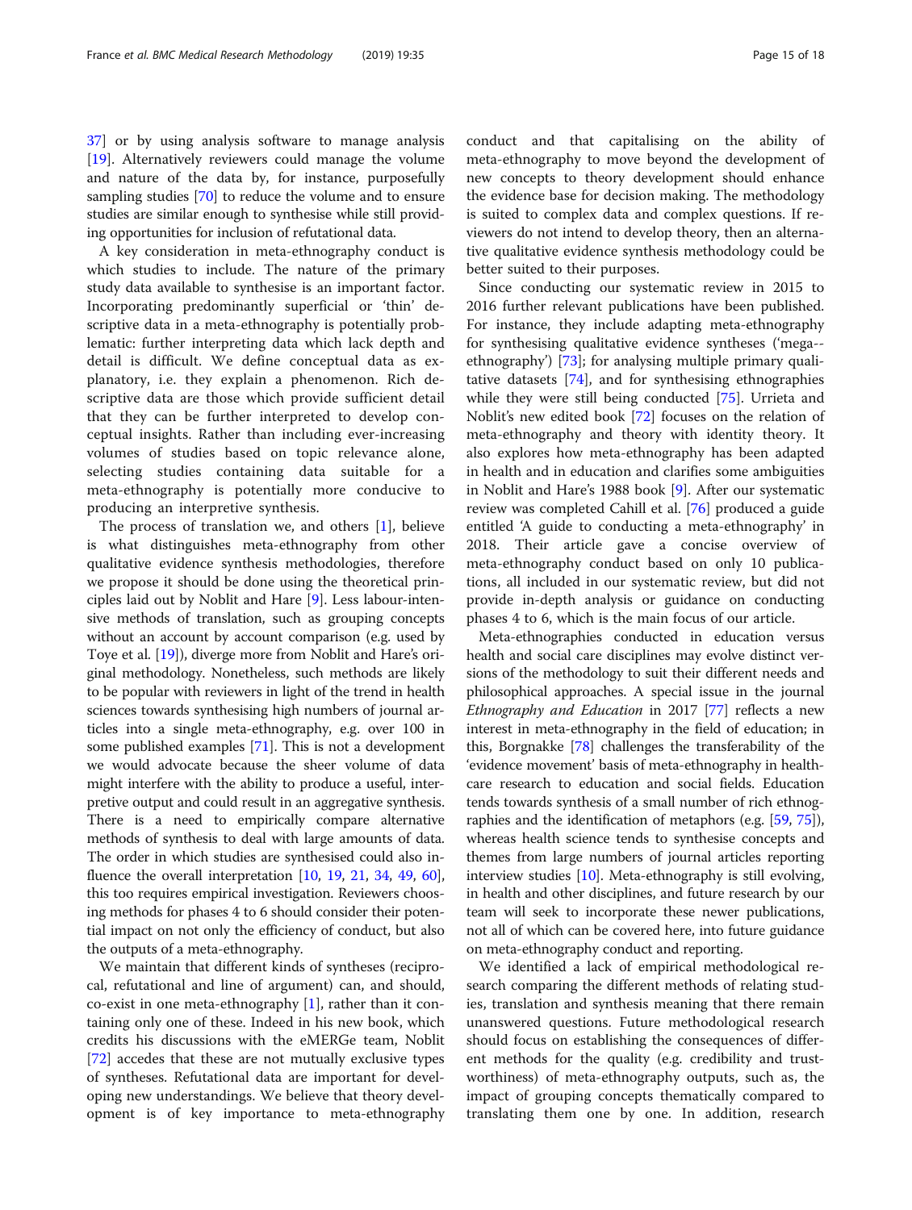37] or by using analysis software to manage analysis [19]. Alternatively reviewers could manage the volume and nature of the data by, for instance, purposefully sampling studies [70] to reduce the volume and to ensure studies are similar enough to synthesise while still providing opportunities for inclusion of refutational data.

A key consideration in meta-ethnography conduct is which studies to include. The nature of the primary study data available to synthesise is an important factor. Incorporating predominantly superficial or 'thin' descriptive data in a meta-ethnography is potentially problematic: further interpreting data which lack depth and detail is difficult. We define conceptual data as explanatory, i.e. they explain a phenomenon. Rich descriptive data are those which provide sufficient detail that they can be further interpreted to develop conceptual insights. Rather than including ever-increasing volumes of studies based on topic relevance alone, selecting studies containing data suitable for a meta-ethnography is potentially more conducive to producing an interpretive synthesis.

The process of translation we, and others [1], believe is what distinguishes meta-ethnography from other qualitative evidence synthesis methodologies, therefore we propose it should be done using the theoretical principles laid out by Noblit and Hare [9]. Less labour-intensive methods of translation, such as grouping concepts without an account by account comparison (e.g. used by Toye et al. [19]), diverge more from Noblit and Hare's original methodology. Nonetheless, such methods are likely to be popular with reviewers in light of the trend in health sciences towards synthesising high numbers of journal articles into a single meta-ethnography, e.g. over 100 in some published examples [71]. This is not a development we would advocate because the sheer volume of data might interfere with the ability to produce a useful, interpretive output and could result in an aggregative synthesis. There is a need to empirically compare alternative methods of synthesis to deal with large amounts of data. The order in which studies are synthesised could also influence the overall interpretation [10, 19, 21, 34, 49, 60], this too requires empirical investigation. Reviewers choosing methods for phases 4 to 6 should consider their potential impact on not only the efficiency of conduct, but also the outputs of a meta-ethnography.

We maintain that different kinds of syntheses (reciprocal, refutational and line of argument) can, and should, co-exist in one meta-ethnography [1], rather than it containing only one of these. Indeed in his new book, which credits his discussions with the eMERGe team, Noblit [72] accedes that these are not mutually exclusive types of syntheses. Refutational data are important for developing new understandings. We believe that theory development is of key importance to meta-ethnography conduct and that capitalising on the ability of meta-ethnography to move beyond the development of new concepts to theory development should enhance the evidence base for decision making. The methodology is suited to complex data and complex questions. If reviewers do not intend to develop theory, then an alternative qualitative evidence synthesis methodology could be better suited to their purposes.

Since conducting our systematic review in 2015 to 2016 further relevant publications have been published. For instance, they include adapting meta-ethnography for synthesising qualitative evidence syntheses ('mega-ethnography') [73]; for analysing multiple primary qualitative datasets [74], and for synthesising ethnographies while they were still being conducted [75]. Urrieta and Noblit's new edited book [72] focuses on the relation of meta-ethnography and theory with identity theory. It also explores how meta-ethnography has been adapted in health and in education and clarifies some ambiguities in Noblit and Hare's 1988 book [9]. After our systematic review was completed Cahill et al. [76] produced a guide entitled 'A guide to conducting a meta-ethnography' in 2018. Their article gave a concise overview of meta-ethnography conduct based on only 10 publications, all included in our systematic review, but did not provide in-depth analysis or guidance on conducting phases 4 to 6, which is the main focus of our article.

Meta-ethnographies conducted in education versus health and social care disciplines may evolve distinct versions of the methodology to suit their different needs and philosophical approaches. A special issue in the journal *Ethnography and Education* in 2017 [77] reflects a new interest in meta-ethnography in the field of education; in this, Borgnakke [78] challenges the transferability of the 'evidence movement' basis of meta-ethnography in healthcare research to education and social fields. Education tends towards synthesis of a small number of rich ethnographies and the identification of metaphors (e.g. [59, 75]), whereas health science tends to synthesise concepts and themes from large numbers of journal articles reporting interview studies [10]. Meta-ethnography is still evolving, in health and other disciplines, and future research by our team will seek to incorporate these newer publications, not all of which can be covered here, into future guidance on meta-ethnography conduct and reporting.

We identified a lack of empirical methodological research comparing the different methods of relating studies, translation and synthesis meaning that there remain unanswered questions. Future methodological research should focus on establishing the consequences of different methods for the quality (e.g. credibility and trustworthiness) of meta-ethnography outputs, such as, the impact of grouping concepts thematically compared to translating them one by one. In addition, research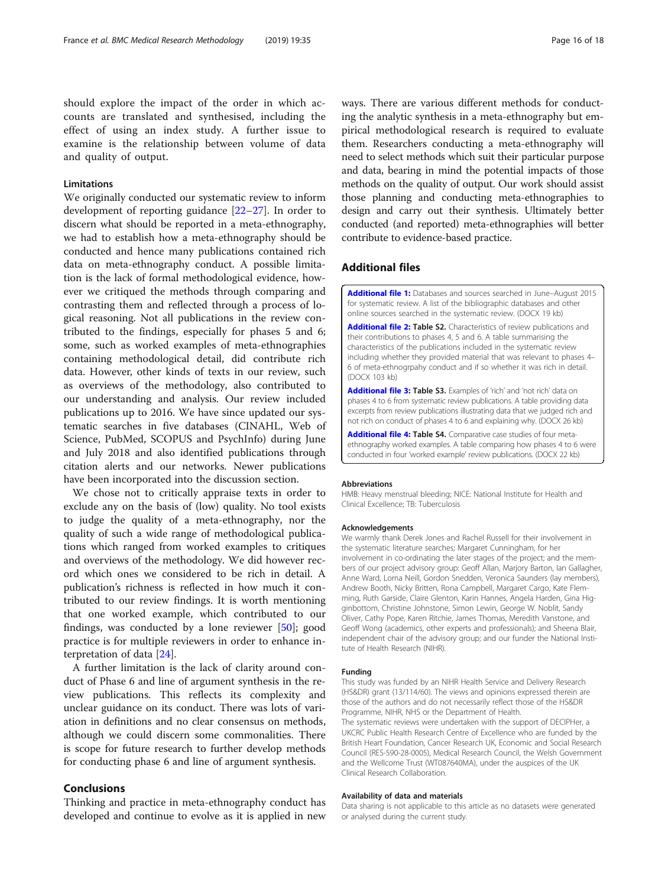should explore the impact of the order in which accounts are translated and synthesised, including the effect of using an index study. A further issue to examine is the relationship between volume of data and quality of output.

### Limitations

We originally conducted our systematic review to inform development of reporting guidance [22–27]. In order to discern what should be reported in a meta-ethnography, we had to establish how a meta-ethnography should be conducted and hence many publications contained rich data on meta-ethnography conduct. A possible limitation is the lack of formal methodological evidence, however we critiqued the methods through comparing and contrasting them and reflected through a process of logical reasoning. Not all publications in the review contributed to the findings, especially for phases 5 and 6; some, such as worked examples of meta-ethnographies containing methodological detail, did contribute rich data. However, other kinds of texts in our review, such as overviews of the methodology, also contributed to our understanding and analysis. Our review included publications up to 2016. We have since updated our systematic searches in five databases (CINAHL, Web of Science, PubMed, SCOPUS and PsychInfo) during June and July 2018 and also identified publications through citation alerts and our networks. Newer publications have been incorporated into the discussion section.

We chose not to critically appraise texts in order to exclude any on the basis of (low) quality. No tool exists to judge the quality of a meta-ethnography, nor the quality of such a wide range of methodological publications which ranged from worked examples to critiques and overviews of the methodology. We did however record which ones we considered to be rich in detail. A publication's richness is reflected in how much it contributed to our review findings. It is worth mentioning that one worked example, which contributed to our findings, was conducted by a lone reviewer [50]; good practice is for multiple reviewers in order to enhance interpretation of data [24].

A further limitation is the lack of clarity around conduct of Phase 6 and line of argument synthesis in the review publications. This reflects its complexity and unclear guidance on its conduct. There was lots of variation in definitions and no clear consensus on methods, although we could discern some commonalities. There is scope for future research to further develop methods for conducting phase 6 and line of argument synthesis.

## Conclusions

Thinking and practice in meta-ethnography conduct has developed and continue to evolve as it is applied in new ways. There are various different methods for conducting the analytic synthesis in a meta-ethnography but empirical methodological research is required to evaluate them. Researchers conducting a meta-ethnography will need to select methods which suit their particular purpose and data, bearing in mind the potential impacts of those methods on the quality of output. Our work should assist those planning and conducting meta-ethnographies to design and carry out their synthesis. Ultimately better conducted (and reported) meta-ethnographies will better contribute to evidence-based practice.

## Additional files

**Additional file 1:** Databases and sources searched in June–August 2015 for systematic review. A list of the bibliographic databases and other online sources searched in the systematic review. (DOCX 19 kb)

**Additional file 2: Table S2.** Characteristics of review publications and their contributions to phases 4, 5 and 6. A table summarising the characteristics of the publications included in the systematic review including whether they provided material that was relevant to phases 4–6 of meta-ethnogrpahy conduct and if so whether it was rich in detail. (DOCX 103 kb)

**Additional file 3: Table S3.** Examples of 'rich' and 'not rich' data on phases 4 to 6 from systematic review publications. A table providing data excerpts from review publications illustrating data that we judged rich and not rich on conduct of phases 4 to 6 and explaining why. (DOCX 26 kb)

**Additional file 4: Table S4.** Comparative case studies of four meta-ethnography worked examples. A table comparing how phases 4 to 6 were conducted in four 'worked example' review publications. (DOCX 22 kb)

#### Abbreviations

HMB: Heavy menstrual bleeding; NICE: National Institute for Health and Clinical Excellence; TB: Tuberculosis

#### Acknowledgements

We warmly thank Derek Jones and Rachel Russell for their involvement in the systematic literature searches; Margaret Cunningham, for her involvement in co-ordinating the later stages of the project; and the members of our project advisory group: Geoff Allan, Marjory Barton, Ian Gallagher, Anne Ward, Lorna Neill, Gordon Snedden, Veronica Saunders (lay members), Andrew Booth, Nicky Britten, Rona Campbell, Margaret Cargo, Kate Flemming, Ruth Garside, Claire Glenton, Karin Hannes, Angela Harden, Gina Higginbottom, Christine Johnstone, Simon Lewin, George W. Noblit, Sandy Oliver, Cathy Pope, Karen Ritchie, James Thomas, Meredith Vanstone, and Geoff Wong (academics, other experts and professionals); and Sheena Blair, independent chair of the advisory group; and our funder the National Institute of Health Research (NIHR).

#### Funding

This study was funded by an NIHR Health Service and Delivery Research (HS&DR) grant (13/114/60). The views and opinions expressed therein are those of the authors and do not necessarily reflect those of the HS&DR Programme, NIHR, NHS or the Department of Health.
The systematic reviews were undertaken with the support of DECIPHer, a UKCRC Public Health Research Centre of Excellence who are funded by the British Heart Foundation, Cancer Research UK, Economic and Social Research Council (RES-590-28-0005), Medical Research Council, the Welsh Government and the Wellcome Trust (WT087640MA), under the auspices of the UK Clinical Research Collaboration.

#### Availability of data and materials

Data sharing is not applicable to this article as no datasets were generated or analysed during the current study.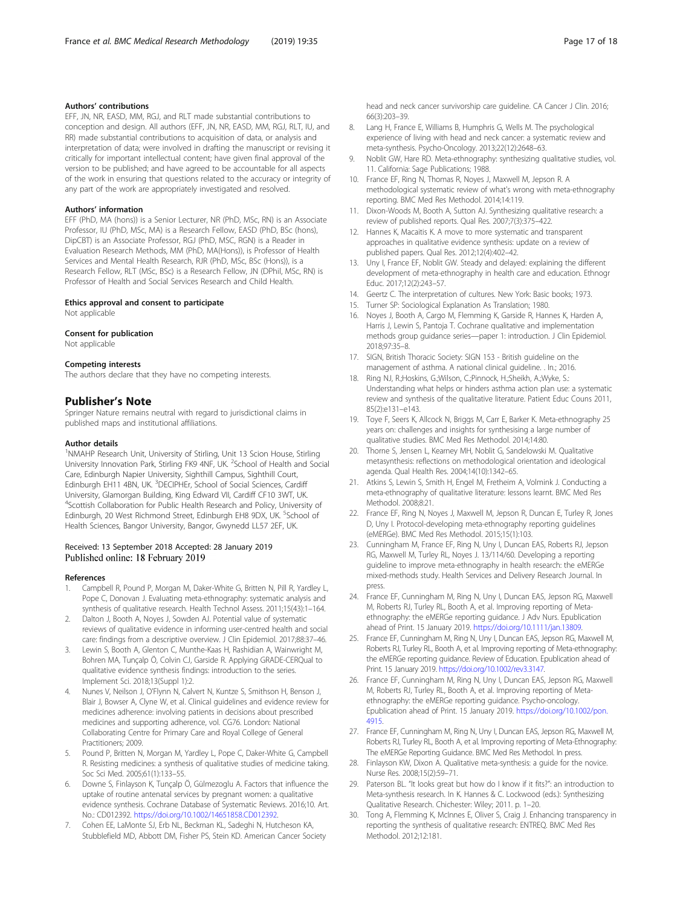### Authors' contributions

EFF, JN, NR, EASD, MM, RGJ, and RLT made substantial contributions to conception and design. All authors (EFF, JN, NR, EASD, MM, RGJ, RLT, IU, and RR) made substantial contributions to acquisition of data, or analysis and interpretation of data; were involved in drafting the manuscript or revising it critically for important intellectual content; have given final approval of the version to be published; and have agreed to be accountable for all aspects of the work in ensuring that questions related to the accuracy or integrity of any part of the work are appropriately investigated and resolved.

### Authors' information

EFF (PhD, MA (hons)) is a Senior Lecturer, NR (PhD, MSc, RN) is an Associate Professor, IU (PhD, MSc, MA) is a Research Fellow, EASD (PhD, BSc (hons), DipCBT) is an Associate Professor, RGJ (PhD, MSC, RGN) is a Reader in Evaluation Research Methods, MM (PhD, MA(Hons)), is Professor of Health Services and Mental Health Research, RJR (PhD, MSc, BSc (Hons)), is a Research Fellow, RLT (MSc, BSc) is a Research Fellow, JN (DPhil, MSc, RN) is Professor of Health and Social Services Research and Child Health.

### Ethics approval and consent to participate

Not applicable

### Consent for publication

Not applicable

### Competing interests

The authors declare that they have no competing interests.

## Publisher's Note

Springer Nature remains neutral with regard to jurisdictional claims in published maps and institutional affiliations.

### Author details

[1]NMAHP Research Unit, University of Stirling, Unit 13 Scion House, Stirling University Innovation Park, Stirling FK9 4NF, UK. [2]School of Health and Social Care, Edinburgh Napier University, Sighthill Campus, Sighthill Court, Edinburgh EH11 4BN, UK. [3]DECIPHEr, School of Social Sciences, Cardiff University, Glamorgan Building, King Edward VII, Cardiff CF10 3WT, UK. [4]Scottish Collaboration for Public Health Research and Policy, University of Edinburgh, 20 West Richmond Street, Edinburgh EH8 9DX, UK. [5]School of Health Sciences, Bangor University, Bangor, Gwynedd LL57 2EF, UK.

Received: 13 September 2018 Accepted: 28 January 2019
Published online: 18 February 2019

### References

1. Campbell R, Pound P, Morgan M, Daker-White G, Britten N, Pill R, Yardley L, Pope C, Donovan J. Evaluating meta-ethnography: systematic analysis and synthesis of qualitative research. Health Technol Assess. 2011;15(43):1–164.
2. Dalton J, Booth A, Noyes J, Sowden AJ. Potential value of systematic reviews of qualitative evidence in informing user-centred health and social care: findings from a descriptive overview. J Clin Epidemiol. 2017;88:37–46.
3. Lewin S, Booth A, Glenton C, Munthe-Kaas H, Rashidian A, Wainwright M, Bohren MA, Tunçalp Ö, Colvin CJ, Garside R. Applying GRADE-CERQual to qualitative evidence synthesis findings: introduction to the series. Implement Sci. 2018;13(Suppl 1):2.
4. Nunes V, Neilson J, O'Flynn N, Calvert N, Kuntze S, Smithson H, Benson J, Blair J, Bowser A, Clyne W, et al. Clinical guidelines and evidence review for medicines adherence: involving patients in decisions about prescribed medicines and supporting adherence, vol. CG76. London: National Collaborating Centre for Primary Care and Royal College of General Practitioners; 2009.
5. Pound P, Britten N, Morgan M, Yardley L, Pope C, Daker-White G, Campbell R. Resisting medicines: a synthesis of qualitative studies of medicine taking. Soc Sci Med. 2005;61(1):133–55.
6. Downe S, Finlayson K, Tunçalp Ö, Gülmezoglu A. Factors that influence the uptake of routine antenatal services by pregnant women: a qualitative evidence synthesis. Cochrane Database of Systematic Reviews. 2016;10. Art. No.: CD012392. https://doi.org/10.1002/14651858.CD012392.
7. Cohen EE, LaMonte SJ, Erb NL, Beckman KL, Sadeghi N, Hutcheson KA, Stubblefield MD, Abbott DM, Fisher PS, Stein KD. American Cancer Society head and neck cancer survivorship care guideline. CA Cancer J Clin. 2016; 66(3):203–39.
8. Lang H, France E, Williams B, Humphris G, Wells M. The psychological experience of living with head and neck cancer: a systematic review and meta-synthesis. Psycho-Oncology. 2013;22(12):2648–63.
9. Noblit GW, Hare RD. Meta-ethnography: synthesizing qualitative studies, vol. 11. California: Sage Publications; 1988.
10. France EF, Ring N, Thomas R, Noyes J, Maxwell M, Jepson R. A methodological systematic review of what's wrong with meta-ethnography reporting. BMC Med Res Methodol. 2014;14:119.
11. Dixon-Woods M, Booth A, Sutton AJ. Synthesizing qualitative research: a review of published reports. Qual Res. 2007;7(3):375–422.
12. Hannes K, Macaitis K. A move to more systematic and transparent approaches in qualitative evidence synthesis: update on a review of published papers. Qual Res. 2012;12(4):402–42.
13. Uny I, France EF, Noblit GW. Steady and delayed: explaining the different development of meta-ethnography in health care and education. Ethnogr Educ. 2017;12(2):243–57.
14. Geertz C. The interpretation of cultures. New York: Basic books; 1973.
15. Turner SP: Sociological Explanation As Translation; 1980.
16. Noyes J, Booth A, Cargo M, Flemming K, Garside R, Hannes K, Harden A, Harris J, Lewin S, Pantoja T. Cochrane qualitative and implementation methods group guidance series—paper 1: introduction. J Clin Epidemiol. 2018;97:35–8.
17. SIGN, British Thoracic Society: SIGN 153 - British guideline on the management of asthma. A national clinical guideline. . In:; 2016.
18. Ring NJ, R.;Hoskins, G.;Wilson, C.;Pinnock, H.;Sheikh, A.;Wyke, S.: Understanding what helps or hinders asthma action plan use: a systematic review and synthesis of the qualitative literature. Patient Educ Couns 2011, 85(2):e131–e143.
19. Toye F, Seers K, Allcock N, Briggs M, Carr E, Barker K. Meta-ethnography 25 years on: challenges and insights for synthesising a large number of qualitative studies. BMC Med Res Methodol. 2014;14:80.
20. Thorne S, Jensen L, Kearney MH, Noblit G, Sandelowski M. Qualitative metasynthesis: reflections on methodological orientation and ideological agenda. Qual Health Res. 2004;14(10):1342–65.
21. Atkins S, Lewin S, Smith H, Engel M, Fretheim A, Volmink J. Conducting a meta-ethnography of qualitative literature: lessons learnt. BMC Med Res Methodol. 2008;8:21.
22. France EF, Ring N, Noyes J, Maxwell M, Jepson R, Duncan E, Turley R, Jones D, Uny I. Protocol-developing meta-ethnography reporting guidelines (eMERGe). BMC Med Res Methodol. 2015;15(1):103.
23. Cunningham M, France EF, Ring N, Uny I, Duncan EAS, Roberts RJ, Jepson RG, Maxwell M, Turley RL, Noyes J. 13/114/60. Developing a reporting guideline to improve meta-ethnography in health research: the eMERGe mixed-methods study. Health Services and Delivery Research Journal. In press.
24. France EF, Cunningham M, Ring N, Uny I, Duncan EAS, Jepson RG, Maxwell M, Roberts RJ, Turley RL, Booth A, et al. Improving reporting of Meta-ethnography: the eMERGe reporting guidance. J Adv Nurs. Epublication ahead of Print. 15 January 2019. https://doi.org/10.1111/jan.13809.
25. France EF, Cunningham M, Ring N, Uny I, Duncan EAS, Jepson RG, Maxwell M, Roberts RJ, Turley RL, Booth A, et al. Improving reporting of Meta-ethnography: the eMERGe reporting guidance. Review of Education. Epublication ahead of Print. 15 January 2019. https://doi.org/10.1002/rev3.3147.
26. France EF, Cunningham M, Ring N, Uny I, Duncan EAS, Jepson RG, Maxwell M, Roberts RJ, Turley RL, Booth A, et al. Improving reporting of Meta-ethnography: the eMERGe reporting guidance. Psycho-oncology. Epublication ahead of Print. 15 January 2019. https://doi.org/10.1002/pon.4915.
27. France EF, Cunningham M, Ring N, Uny I, Duncan EAS, Jepson RG, Maxwell M, Roberts RJ, Turley RL, Booth A, et al. Improving reporting of Meta-Ethnography: The eMERGe Reporting Guidance. BMC Med Res Methodol. In press.
28. Finlayson KW, Dixon A. Qualitative meta-synthesis: a guide for the novice. Nurse Res. 2008;15(2):59–71.
29. Paterson BL. "It looks great but how do I know if it fits?": an introduction to Meta-synthesis research. In K. Hannes & C. Lockwood (eds.): Synthesizing Qualitative Research. Chichester: Wiley; 2011. p. 1–20.
30. Tong A, Flemming K, McInnes E, Oliver S, Craig J. Enhancing transparency in reporting the synthesis of qualitative research: ENTREQ. BMC Med Res Methodol. 2012;12:181.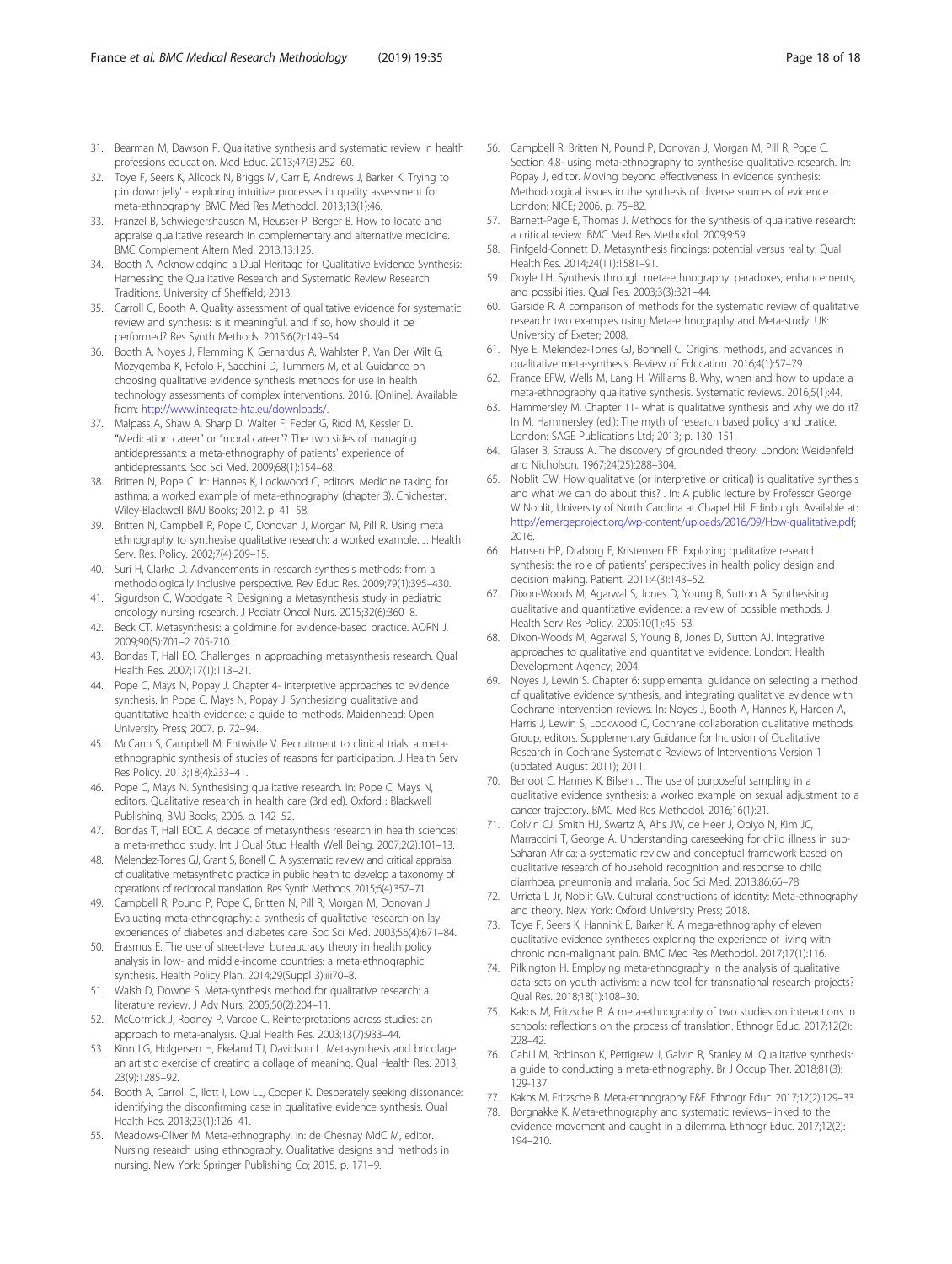31. Bearman M, Dawson P. Qualitative synthesis and systematic review in health professions education. Med Educ. 2013;47(3):252–60.
32. Toye F, Seers K, Allcock N, Briggs M, Carr E, Andrews J, Barker K. Trying to pin down jelly' - exploring intuitive processes in quality assessment for meta-ethnography. BMC Med Res Methodol. 2013;13(1):46.
33. Franzel B, Schwiegershausen M, Heusser P, Berger B. How to locate and appraise qualitative research in complementary and alternative medicine. BMC Complement Altern Med. 2013;13:125.
34. Booth A. Acknowledging a Dual Heritage for Qualitative Evidence Synthesis: Harnessing the Qualitative Research and Systematic Review Research Traditions. University of Sheffield; 2013.
35. Carroll C, Booth A. Quality assessment of qualitative evidence for systematic review and synthesis: is it meaningful, and if so, how should it be performed? Res Synth Methods. 2015;6(2):149–54.
36. Booth A, Noyes J, Flemming K, Gerhardus A, Wahlster P, Van Der Wilt G, Mozygemba K, Refolo P, Sacchini D, Tummers M, et al. Guidance on choosing qualitative evidence synthesis methods for use in health technology assessments of complex interventions. 2016. [Online]. Available from: http://www.integrate-hta.eu/downloads/.
37. Malpass A, Shaw A, Sharp D, Walter F, Feder G, Ridd M, Kessler D. "Medication career" or "moral career"? The two sides of managing antidepressants: a meta-ethnography of patients' experience of antidepressants. Soc Sci Med. 2009;68(1):154–68.
38. Britten N, Pope C. In: Hannes K, Lockwood C, editors. Medicine taking for asthma: a worked example of meta-ethnography (chapter 3). Chichester: Wiley-Blackwell BMJ Books; 2012. p. 41–58.
39. Britten N, Campbell R, Pope C, Donovan J, Morgan M, Pill R. Using meta ethnography to synthesise qualitative research: a worked example. J. Health Serv. Res. Policy. 2002;7(4):209–15.
40. Suri H, Clarke D. Advancements in research synthesis methods: from a methodologically inclusive perspective. Rev Educ Res. 2009;79(1):395–430.
41. Sigurdson C, Woodgate R. Designing a Metasynthesis study in pediatric oncology nursing research. J Pediatr Oncol Nurs. 2015;32(6):360–8.
42. Beck CT. Metasynthesis: a goldmine for evidence-based practice. AORN J. 2009;90(5):701–2 705-710.
43. Bondas T, Hall EO. Challenges in approaching metasynthesis research. Qual Health Res. 2007;17(1):113–21.
44. Pope C, Mays N, Popay J. Chapter 4- interpretive approaches to evidence synthesis. In Pope C, Mays N, Popay J: Synthesizing qualitative and quantitative health evidence: a guide to methods. Maidenhead: Open University Press; 2007. p. 72–94.
45. McCann S, Campbell M, Entwistle V. Recruitment to clinical trials: a meta-ethnographic synthesis of studies of reasons for participation. J Health Serv Res Policy. 2013;18(4):233–41.
46. Pope C, Mays N. Synthesising qualitative research. In: Pope C, Mays N, editors. Qualitative research in health care (3rd ed). Oxford : Blackwell Publishing; BMJ Books; 2006. p. 142–52.
47. Bondas T, Hall EOC. A decade of metasynthesis research in health sciences: a meta-method study. Int J Qual Stud Health Well Being. 2007;2(2):101–13.
48. Melendez-Torres GJ, Grant S, Bonell C. A systematic review and critical appraisal of qualitative metasynthetic practice in public health to develop a taxonomy of operations of reciprocal translation. Res Synth Methods. 2015;6(4):357–71.
49. Campbell R, Pound P, Pope C, Britten N, Pill R, Morgan M, Donovan J. Evaluating meta-ethnography: a synthesis of qualitative research on lay experiences of diabetes and diabetes care. Soc Sci Med. 2003;56(4):671–84.
50. Erasmus E. The use of street-level bureaucracy theory in health policy analysis in low- and middle-income countries: a meta-ethnographic synthesis. Health Policy Plan. 2014;29(Suppl 3):iii70–8.
51. Walsh D, Downe S. Meta-synthesis method for qualitative research: a literature review. J Adv Nurs. 2005;50(2):204–11.
52. McCormick J, Rodney P, Varcoe C. Reinterpretations across studies: an approach to meta-analysis. Qual Health Res. 2003;13(7):933–44.
53. Kinn LG, Holgersen H, Ekeland TJ, Davidson L. Metasynthesis and bricolage: an artistic exercise of creating a collage of meaning. Qual Health Res. 2013; 23(9):1285–92.
54. Booth A, Carroll C, Ilott I, Low LL, Cooper K. Desperately seeking dissonance: identifying the disconfirming case in qualitative evidence synthesis. Qual Health Res. 2013;23(1):126–41.
55. Meadows-Oliver M. Meta-ethnography. In: de Chesnay MdC M, editor. Nursing research using ethnography: Qualitative designs and methods in nursing. New York: Springer Publishing Co; 2015. p. 171–9.
56. Campbell R, Britten N, Pound P, Donovan J, Morgan M, Pill R, Pope C. Section 4.8- using meta-ethnography to synthesise qualitative research. In: Popay J, editor. Moving beyond effectiveness in evidence synthesis: Methodological issues in the synthesis of diverse sources of evidence. London: NICE; 2006. p. 75–82.
57. Barnett-Page E, Thomas J. Methods for the synthesis of qualitative research: a critical review. BMC Med Res Methodol. 2009;9:59.
58. Finfgeld-Connett D. Metasynthesis findings: potential versus reality. Qual Health Res. 2014;24(11):1581–91.
59. Doyle LH. Synthesis through meta-ethnography: paradoxes, enhancements, and possibilities. Qual Res. 2003;3(3):321–44.
60. Garside R. A comparison of methods for the systematic review of qualitative research: two examples using Meta-ethnography and Meta-study. UK: University of Exeter; 2008.
61. Nye E, Melendez-Torres GJ, Bonnell C. Origins, methods, and advances in qualitative meta-synthesis. Review of Education. 2016;4(1):57–79.
62. France EFW, Wells M, Lang H, Williams B. Why, when and how to update a meta-ethnography qualitative synthesis. Systematic reviews. 2016;5(1):44.
63. Hammersley M. Chapter 11- what is qualitative synthesis and why we do it? In M. Hammersley (ed.): The myth of research based policy and pratice. London: SAGE Publications Ltd; 2013; p. 130–151.
64. Glaser B, Strauss A. The discovery of grounded theory. London: Weidenfeld and Nicholson. 1967;24(25):288–304.
65. Noblit GW: How qualitative (or interpretive or critical) is qualitative synthesis and what we can do about this? . In: A public lecture by Professor George W Noblit, University of North Carolina at Chapel Hill Edinburgh. Available at: http://emergeproject.org/wp-content/uploads/2016/09/How-qualitative.pdf; 2016.
66. Hansen HP, Draborg E, Kristensen FB. Exploring qualitative research synthesis: the role of patients' perspectives in health policy design and decision making. Patient. 2011;4(3):143–52.
67. Dixon-Woods M, Agarwal S, Jones D, Young B, Sutton A. Synthesising qualitative and quantitative evidence: a review of possible methods. J Health Serv Res Policy. 2005;10(1):45–53.
68. Dixon-Woods M, Agarwal S, Young B, Jones D, Sutton AJ. Integrative approaches to qualitative and quantitative evidence. London: Health Development Agency; 2004.
69. Noyes J, Lewin S. Chapter 6: supplemental guidance on selecting a method of qualitative evidence synthesis, and integrating qualitative evidence with Cochrane intervention reviews. In: Noyes J, Booth A, Hannes K, Harden A, Harris J, Lewin S, Lockwood C, Cochrane collaboration qualitative methods Group, editors. Supplementary Guidance for Inclusion of Qualitative Research in Cochrane Systematic Reviews of Interventions Version 1 (updated August 2011); 2011.
70. Benoot C, Hannes K, Bilsen J. The use of purposeful sampling in a qualitative evidence synthesis: a worked example on sexual adjustment to a cancer trajectory. BMC Med Res Methodol. 2016;16(1):21.
71. Colvin CJ, Smith HJ, Swartz A, Ahs JW, de Heer J, Opiyo N, Kim JC, Marraccini T, George A. Understanding careseeking for child illness in sub-Saharan Africa: a systematic review and conceptual framework based on qualitative research of household recognition and response to child diarrhoea, pneumonia and malaria. Soc Sci Med. 2013;86:66–78.
72. Urrieta L Jr, Noblit GW. Cultural constructions of identity: Meta-ethnography and theory. New York: Oxford University Press; 2018.
73. Toye F, Seers K, Hannink E, Barker K. A mega-ethnography of eleven qualitative evidence syntheses exploring the experience of living with chronic non-malignant pain. BMC Med Res Methodol. 2017;17(1):116.
74. Pilkington H. Employing meta-ethnography in the analysis of qualitative data sets on youth activism: a new tool for transnational research projects? Qual Res. 2018;18(1):108–30.
75. Kakos M, Fritzsche B. A meta-ethnography of two studies on interactions in schools: reflections on the process of translation. Ethnogr Educ. 2017;12(2): 228–42.
76. Cahill M, Robinson K, Pettigrew J, Galvin R, Stanley M. Qualitative synthesis: a guide to conducting a meta-ethnography. Br J Occup Ther. 2018;81(3): 129-137.
77. Kakos M, Fritzsche B. Meta-ethnography E&E. Ethnogr Educ. 2017;12(2):129–33.
78. Borgnakke K. Meta-ethnography and systematic reviews–linked to the evidence movement and caught in a dilemma. Ethnogr Educ. 2017;12(2): 194–210.